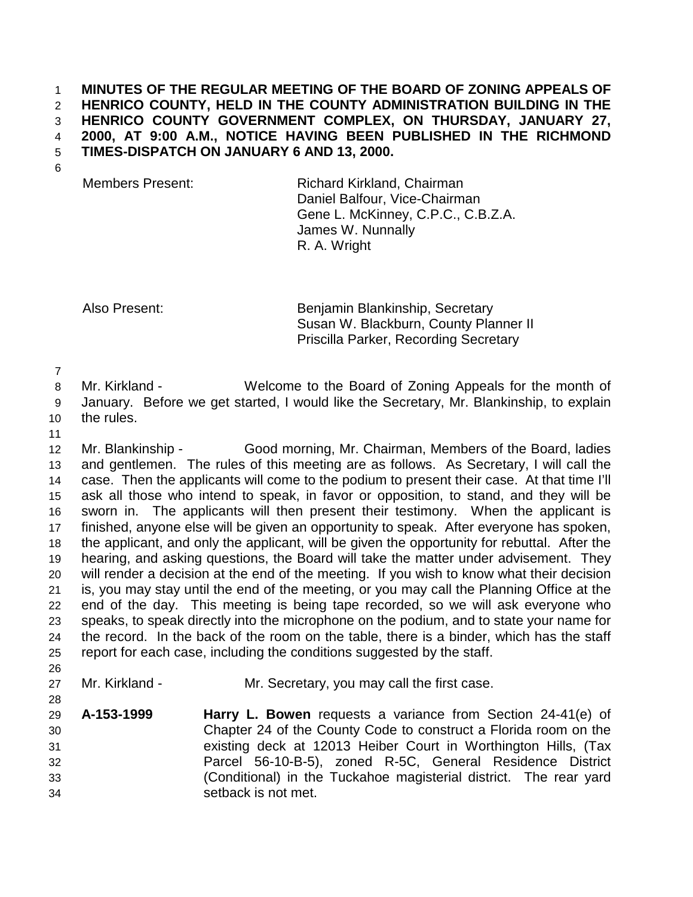**MINUTES OF THE REGULAR MEETING OF THE BOARD OF ZONING APPEALS OF HENRICO COUNTY, HELD IN THE COUNTY ADMINISTRATION BUILDING IN THE HENRICO COUNTY GOVERNMENT COMPLEX, ON THURSDAY, JANUARY 27, 2000, AT 9:00 A.M., NOTICE HAVING BEEN PUBLISHED IN THE RICHMOND TIMES-DISPATCH ON JANUARY 6 AND 13, 2000.**

| | |
|---|---|
| Members Present: | Richard Kirkland, Chairman<br>Daniel Balfour, Vice-Chairman<br>Gene L. McKinney, C.P.C., C.B.Z.A.<br>James W. Nunnally<br>R. A. Wright |
| Also Present: | Benjamin Blankinship, Secretary<br>Susan W. Blackburn, County Planner II<br>Priscilla Parker, Recording Secretary |

Mr. Kirkland - Welcome to the Board of Zoning Appeals for the month of January. Before we get started, I would like the Secretary, Mr. Blankinship, to explain the rules.

Mr. Blankinship - Good morning, Mr. Chairman, Members of the Board, ladies and gentlemen. The rules of this meeting are as follows. As Secretary, I will call the case. Then the applicants will come to the podium to present their case. At that time I'll ask all those who intend to speak, in favor or opposition, to stand, and they will be sworn in. The applicants will then present their testimony. When the applicant is finished, anyone else will be given an opportunity to speak. After everyone has spoken, the applicant, and only the applicant, will be given the opportunity for rebuttal. After the hearing, and asking questions, the Board will take the matter under advisement. They will render a decision at the end of the meeting. If you wish to know what their decision is, you may stay until the end of the meeting, or you may call the Planning Office at the end of the day. This meeting is being tape recorded, so we will ask everyone who speaks, to speak directly into the microphone on the podium, and to state your name for the record. In the back of the room on the table, there is a binder, which has the staff report for each case, including the conditions suggested by the staff.

Mr. Kirkland - Mr. Secretary, you may call the first case.

**A-153-1999** **Harry L. Bowen** requests a variance from Section 24-41(e) of Chapter 24 of the County Code to construct a Florida room on the existing deck at 12013 Heiber Court in Worthington Hills, (Tax Parcel 56-10-B-5), zoned R-5C, General Residence District (Conditional) in the Tuckahoe magisterial district. The rear yard setback is not met.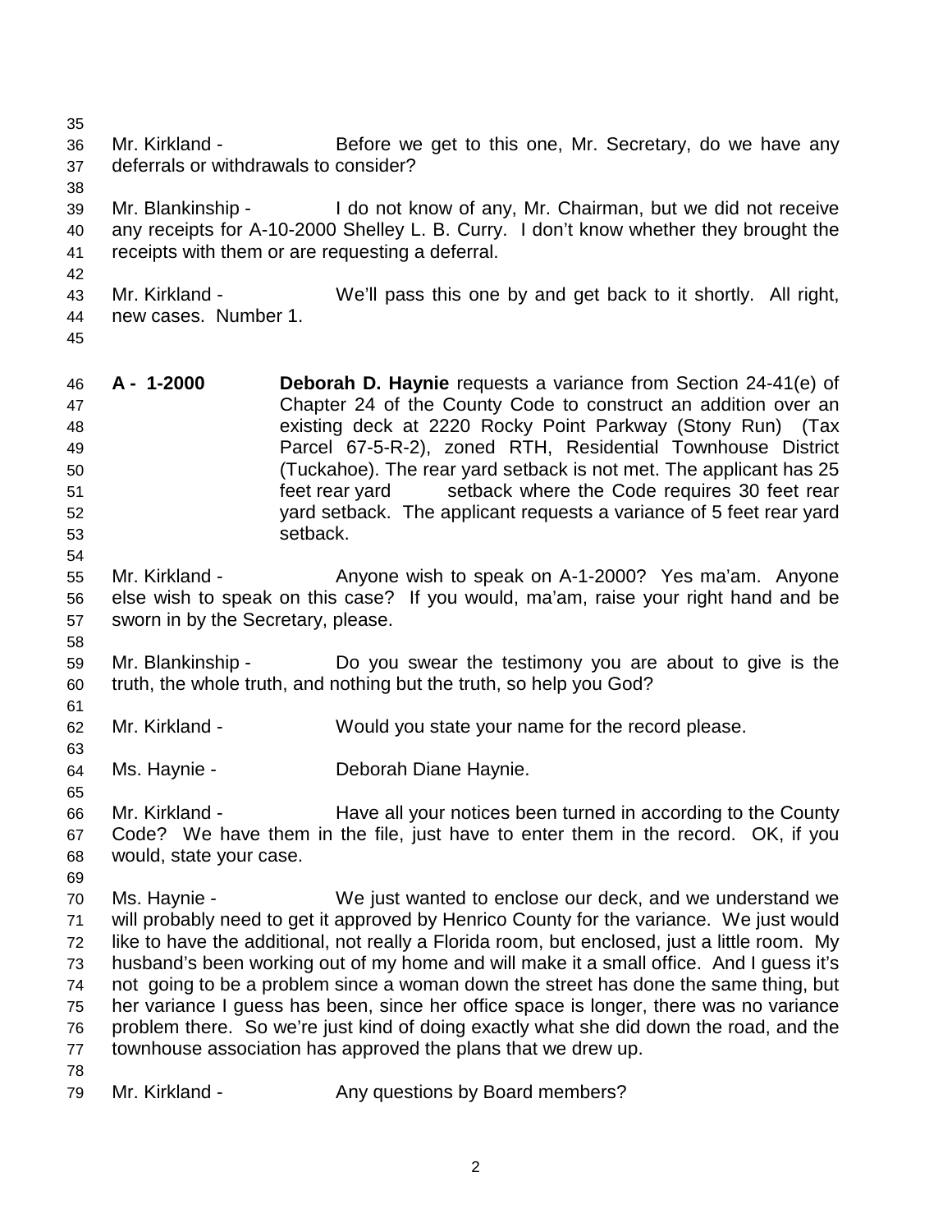Mr. Kirkland - Before we get to this one, Mr. Secretary, do we have any deferrals or withdrawals to consider?

Mr. Blankinship - I do not know of any, Mr. Chairman, but we did not receive any receipts for A-10-2000 Shelley L. B. Curry. I don't know whether they brought the receipts with them or are requesting a deferral.

Mr. Kirkland - We'll pass this one by and get back to it shortly. All right, new cases. Number 1.

**A - 1-2000** **Deborah D. Haynie** requests a variance from Section 24-41(e) of Chapter 24 of the County Code to construct an addition over an existing deck at 2220 Rocky Point Parkway (Stony Run) (Tax Parcel 67-5-R-2), zoned RTH, Residential Townhouse District (Tuckahoe). The rear yard setback is not met. The applicant has 25 feet rear yard setback where the Code requires 30 feet rear yard setback. The applicant requests a variance of 5 feet rear yard setback.

Mr. Kirkland - Anyone wish to speak on A-1-2000? Yes ma'am. Anyone else wish to speak on this case? If you would, ma'am, raise your right hand and be sworn in by the Secretary, please.

Mr. Blankinship - Do you swear the testimony you are about to give is the truth, the whole truth, and nothing but the truth, so help you God?

Mr. Kirkland - Would you state your name for the record please.

Ms. Haynie - Deborah Diane Haynie.

Mr. Kirkland - Have all your notices been turned in according to the County Code? We have them in the file, just have to enter them in the record. OK, if you would, state your case.

Ms. Haynie - We just wanted to enclose our deck, and we understand we will probably need to get it approved by Henrico County for the variance. We just would like to have the additional, not really a Florida room, but enclosed, just a little room. My husband's been working out of my home and will make it a small office. And I guess it's not going to be a problem since a woman down the street has done the same thing, but her variance I guess has been, since her office space is longer, there was no variance problem there. So we're just kind of doing exactly what she did down the road, and the townhouse association has approved the plans that we drew up.

Mr. Kirkland - Any questions by Board members?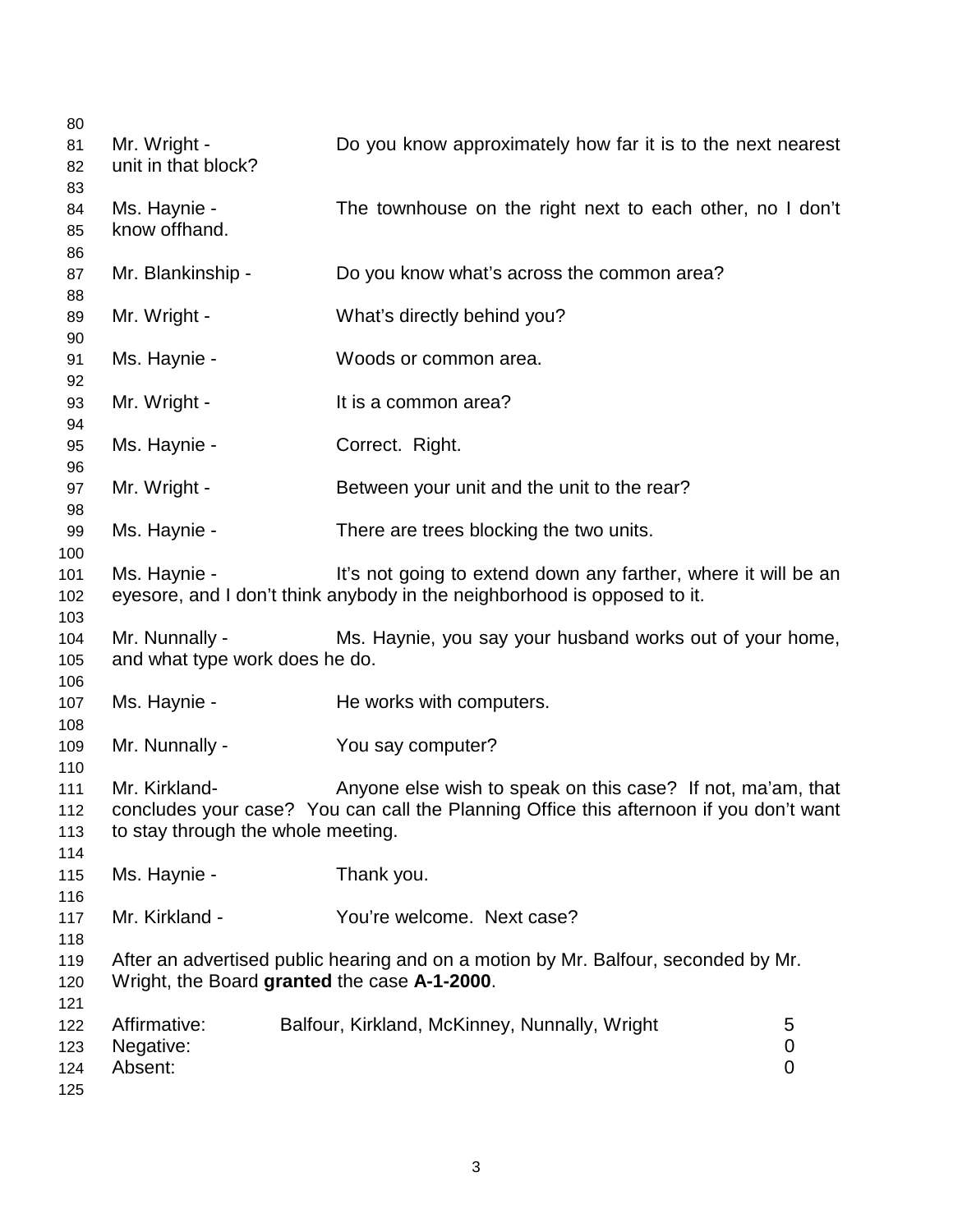Mr. Wright - Do you know approximately how far it is to the next nearest unit in that block?

Ms. Haynie - The townhouse on the right next to each other, no I don't know offhand.

Mr. Blankinship - Do you know what's across the common area?

Mr. Wright - What's directly behind you?

Ms. Haynie - Woods or common area.

Mr. Wright - It is a common area?

Ms. Haynie - Correct. Right.

Mr. Wright - Between your unit and the unit to the rear?

Ms. Haynie - There are trees blocking the two units.

Ms. Haynie - It's not going to extend down any farther, where it will be an eyesore, and I don't think anybody in the neighborhood is opposed to it.

Mr. Nunnally - Ms. Haynie, you say your husband works out of your home, and what type work does he do.

Ms. Haynie - He works with computers.

Mr. Nunnally - You say computer?

Mr. Kirkland- Anyone else wish to speak on this case? If not, ma'am, that concludes your case? You can call the Planning Office this afternoon if you don't want to stay through the whole meeting.

Ms. Haynie - Thank you.

Mr. Kirkland - You're welcome. Next case?

After an advertised public hearing and on a motion by Mr. Balfour, seconded by Mr. Wright, the Board **granted** the case **A-1-2000**.

| | | |
|---|---|---|
| Affirmative: | Balfour, Kirkland, McKinney, Nunnally, Wright | 5 |
| Negative: | | 0 |
| Absent: | | 0 |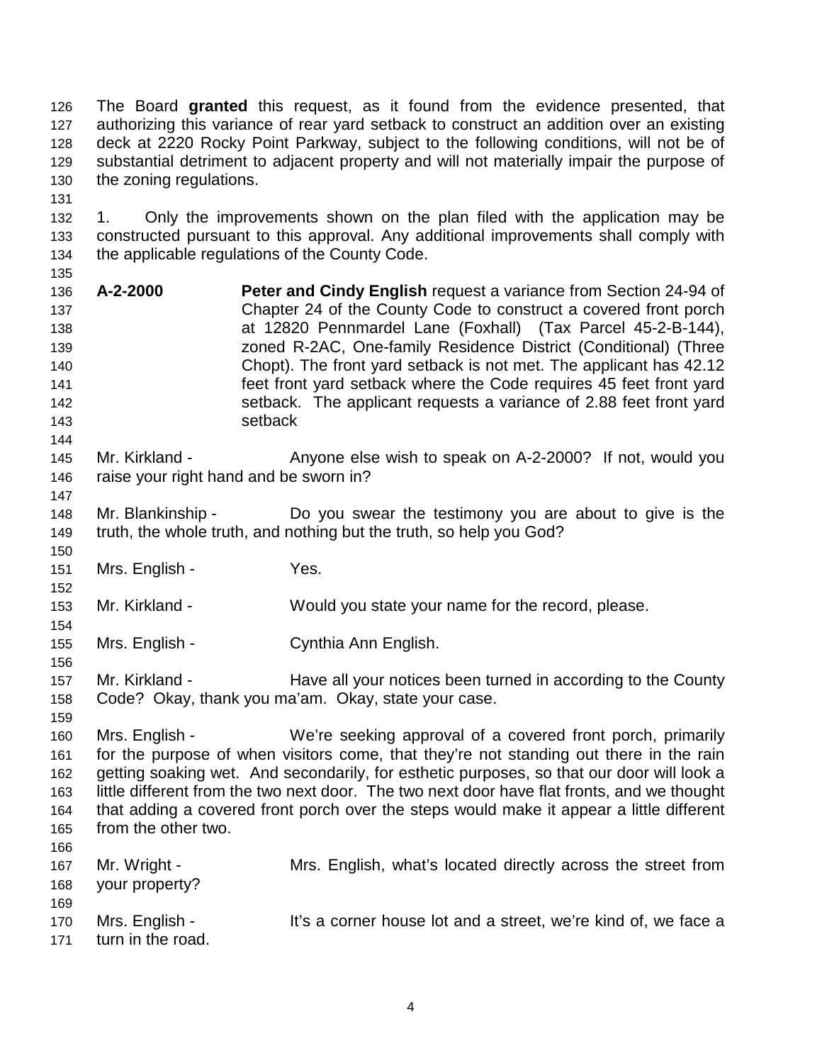The Board **granted** this request, as it found from the evidence presented, that authorizing this variance of rear yard setback to construct an addition over an existing deck at 2220 Rocky Point Parkway, subject to the following conditions, will not be of substantial detriment to adjacent property and will not materially impair the purpose of the zoning regulations.

1. Only the improvements shown on the plan filed with the application may be constructed pursuant to this approval. Any additional improvements shall comply with the applicable regulations of the County Code.

**A-2-2000** **Peter and Cindy English** request a variance from Section 24-94 of Chapter 24 of the County Code to construct a covered front porch at 12820 Pennmardel Lane (Foxhall) (Tax Parcel 45-2-B-144), zoned R-2AC, One-family Residence District (Conditional) (Three Chopt). The front yard setback is not met. The applicant has 42.12 feet front yard setback where the Code requires 45 feet front yard setback. The applicant requests a variance of 2.88 feet front yard setback

Mr. Kirkland - Anyone else wish to speak on A-2-2000? If not, would you raise your right hand and be sworn in?

Mr. Blankinship - Do you swear the testimony you are about to give is the truth, the whole truth, and nothing but the truth, so help you God?

Mrs. English - Yes.

Mr. Kirkland - Would you state your name for the record, please.

Mrs. English - Cynthia Ann English.

Mr. Kirkland - Have all your notices been turned in according to the County Code? Okay, thank you ma'am. Okay, state your case.

Mrs. English - We're seeking approval of a covered front porch, primarily for the purpose of when visitors come, that they're not standing out there in the rain getting soaking wet. And secondarily, for esthetic purposes, so that our door will look a little different from the two next door. The two next door have flat fronts, and we thought that adding a covered front porch over the steps would make it appear a little different from the other two.

Mr. Wright - Mrs. English, what's located directly across the street from your property?

Mrs. English - It's a corner house lot and a street, we're kind of, we face a turn in the road.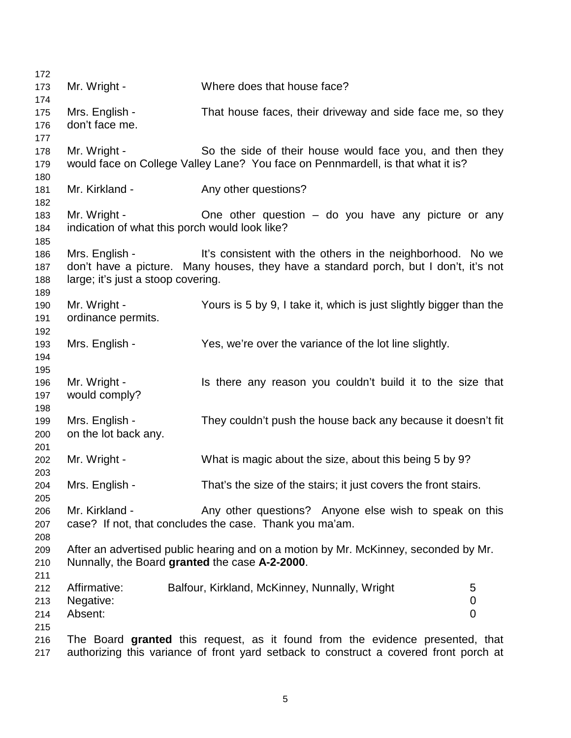Mr. Wright - Where does that house face?

Mrs. English - That house faces, their driveway and side face me, so they don't face me.

Mr. Wright - So the side of their house would face you, and then they would face on College Valley Lane? You face on Pennmardell, is that what it is?

Mr. Kirkland - Any other questions?

Mr. Wright - One other question – do you have any picture or any indication of what this porch would look like?

Mrs. English - It's consistent with the others in the neighborhood. No we don't have a picture. Many houses, they have a standard porch, but I don't, it's not large; it's just a stoop covering.

Mr. Wright - Yours is 5 by 9, I take it, which is just slightly bigger than the ordinance permits.

Mrs. English - Yes, we're over the variance of the lot line slightly.

Mr. Wright - Is there any reason you couldn't build it to the size that would comply?

Mrs. English - They couldn't push the house back any because it doesn't fit on the lot back any.

Mr. Wright - What is magic about the size, about this being 5 by 9?

Mrs. English - That's the size of the stairs; it just covers the front stairs.

Mr. Kirkland - Any other questions? Anyone else wish to speak on this case? If not, that concludes the case. Thank you ma'am.

After an advertised public hearing and on a motion by Mr. McKinney, seconded by Mr. Nunnally, the Board **granted** the case **A-2-2000**.

| | | |
|---|---|---|
| Affirmative: | Balfour, Kirkland, McKinney, Nunnally, Wright | 5 |
| Negative: | | 0 |
| Absent: | | 0 |

The Board **granted** this request, as it found from the evidence presented, that authorizing this variance of front yard setback to construct a covered front porch at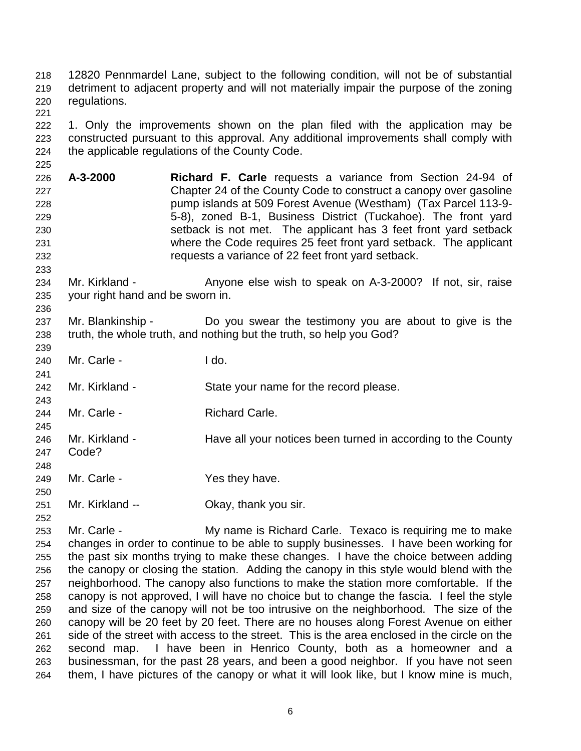12820 Pennmardel Lane, subject to the following condition, will not be of substantial detriment to adjacent property and will not materially impair the purpose of the zoning regulations.

1. Only the improvements shown on the plan filed with the application may be constructed pursuant to this approval. Any additional improvements shall comply with the applicable regulations of the County Code.

**A-3-2000** **Richard F. Carle** requests a variance from Section 24-94 of Chapter 24 of the County Code to construct a canopy over gasoline pump islands at 509 Forest Avenue (Westham) (Tax Parcel 113-9-5-8), zoned B-1, Business District (Tuckahoe). The front yard setback is not met. The applicant has 3 feet front yard setback where the Code requires 25 feet front yard setback. The applicant requests a variance of 22 feet front yard setback.

Mr. Kirkland - Anyone else wish to speak on A-3-2000? If not, sir, raise your right hand and be sworn in.

Mr. Blankinship - Do you swear the testimony you are about to give is the truth, the whole truth, and nothing but the truth, so help you God?

Mr. Carle - I do.

Mr. Kirkland - State your name for the record please.

Mr. Carle - Richard Carle.

Mr. Kirkland - Have all your notices been turned in according to the County Code?

Mr. Carle - Yes they have.

Mr. Kirkland -- Okay, thank you sir.

Mr. Carle - My name is Richard Carle. Texaco is requiring me to make changes in order to continue to be able to supply businesses. I have been working for the past six months trying to make these changes. I have the choice between adding the canopy or closing the station. Adding the canopy in this style would blend with the neighborhood. The canopy also functions to make the station more comfortable. If the canopy is not approved, I will have no choice but to change the fascia. I feel the style and size of the canopy will not be too intrusive on the neighborhood. The size of the canopy will be 20 feet by 20 feet. There are no houses along Forest Avenue on either side of the street with access to the street. This is the area enclosed in the circle on the second map. I have been in Henrico County, both as a homeowner and a businessman, for the past 28 years, and been a good neighbor. If you have not seen them, I have pictures of the canopy or what it will look like, but I know mine is much,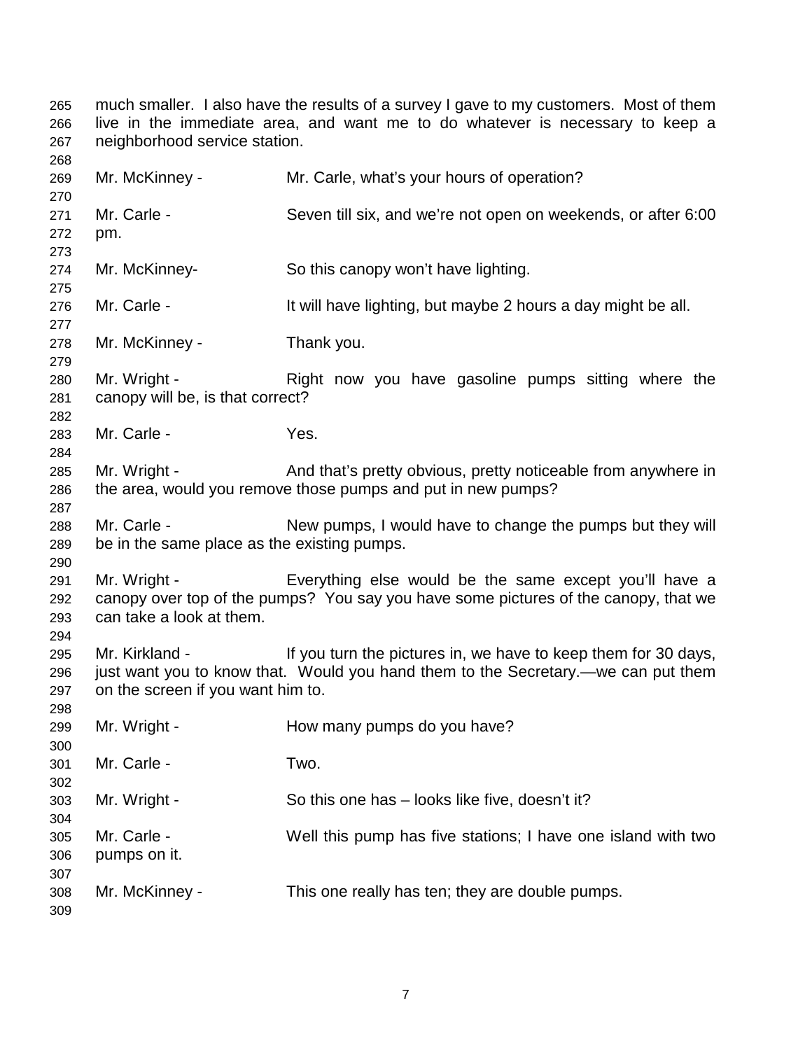much smaller. I also have the results of a survey I gave to my customers. Most of them live in the immediate area, and want me to do whatever is necessary to keep a neighborhood service station.

Mr. McKinney - Mr. Carle, what's your hours of operation?

Mr. Carle - Seven till six, and we're not open on weekends, or after 6:00 pm.

Mr. McKinney- So this canopy won't have lighting.

Mr. Carle - It will have lighting, but maybe 2 hours a day might be all.

Mr. McKinney - Thank you.

Mr. Wright - Right now you have gasoline pumps sitting where the canopy will be, is that correct?

Mr. Carle - Yes.

Mr. Wright - And that's pretty obvious, pretty noticeable from anywhere in the area, would you remove those pumps and put in new pumps?

Mr. Carle - New pumps, I would have to change the pumps but they will be in the same place as the existing pumps.

Mr. Wright - Everything else would be the same except you'll have a canopy over top of the pumps? You say you have some pictures of the canopy, that we can take a look at them.

Mr. Kirkland - If you turn the pictures in, we have to keep them for 30 days, just want you to know that. Would you hand them to the Secretary.—we can put them on the screen if you want him to.

Mr. Wright - How many pumps do you have?

Mr. Carle - Two.

Mr. Wright - So this one has – looks like five, doesn't it?

Mr. Carle - Well this pump has five stations; I have one island with two pumps on it.

Mr. McKinney - This one really has ten; they are double pumps.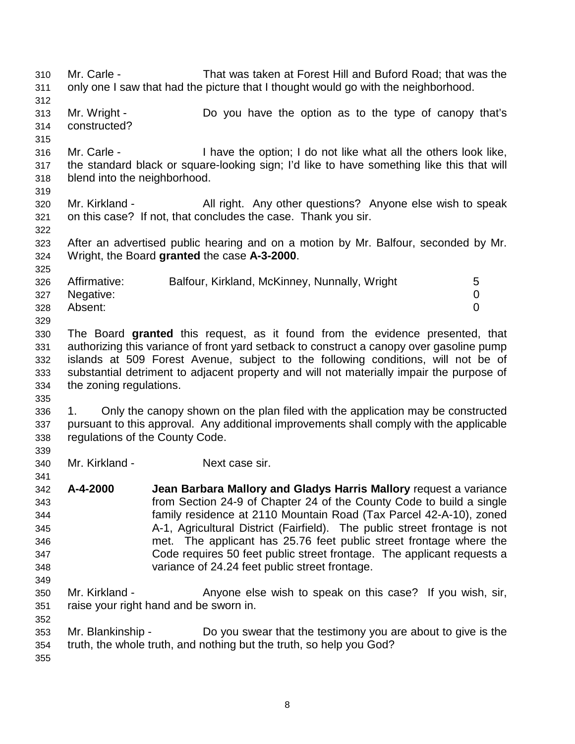Mr. Carle - That was taken at Forest Hill and Buford Road; that was the only one I saw that had the picture that I thought would go with the neighborhood.

Mr. Wright - Do you have the option as to the type of canopy that's constructed?

Mr. Carle - I have the option; I do not like what all the others look like, the standard black or square-looking sign; I'd like to have something like this that will blend into the neighborhood.

Mr. Kirkland - All right. Any other questions? Anyone else wish to speak on this case? If not, that concludes the case. Thank you sir.

After an advertised public hearing and on a motion by Mr. Balfour, seconded by Mr. Wright, the Board **granted** the case **A-3-2000**.

| | | |
|---|---|---|
| Affirmative: | Balfour, Kirkland, McKinney, Nunnally, Wright | 5 |
| Negative: | | 0 |
| Absent: | | 0 |

The Board **granted** this request, as it found from the evidence presented, that authorizing this variance of front yard setback to construct a canopy over gasoline pump islands at 509 Forest Avenue, subject to the following conditions, will not be of substantial detriment to adjacent property and will not materially impair the purpose of the zoning regulations.

1. Only the canopy shown on the plan filed with the application may be constructed pursuant to this approval. Any additional improvements shall comply with the applicable regulations of the County Code.

Mr. Kirkland - Next case sir.

**A-4-2000** **Jean Barbara Mallory and Gladys Harris Mallory** request a variance from Section 24-9 of Chapter 24 of the County Code to build a single family residence at 2110 Mountain Road (Tax Parcel 42-A-10), zoned A-1, Agricultural District (Fairfield). The public street frontage is not met. The applicant has 25.76 feet public street frontage where the Code requires 50 feet public street frontage. The applicant requests a variance of 24.24 feet public street frontage.

Mr. Kirkland - Anyone else wish to speak on this case? If you wish, sir, raise your right hand and be sworn in.

Mr. Blankinship - Do you swear that the testimony you are about to give is the truth, the whole truth, and nothing but the truth, so help you God?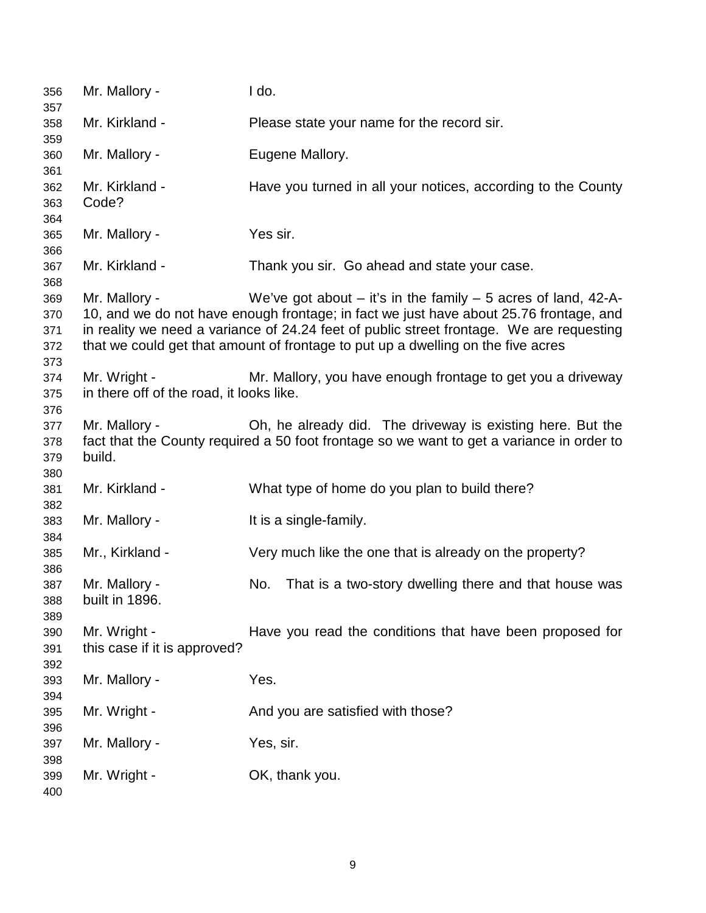356 Mr. Mallory - I do.
357
358 Mr. Kirkland - Please state your name for the record sir.
359
360 Mr. Mallory - Eugene Mallory.
361
362 Mr. Kirkland - Have you turned in all your notices, according to the County
363 Code?
364
365 Mr. Mallory - Yes sir.
366
367 Mr. Kirkland - Thank you sir. Go ahead and state your case.
368
369 Mr. Mallory - We've got about – it's in the family – 5 acres of land, 42-A-
370 10, and we do not have enough frontage; in fact we just have about 25.76 frontage, and
371 in reality we need a variance of 24.24 feet of public street frontage. We are requesting
372 that we could get that amount of frontage to put up a dwelling on the five acres
373
374 Mr. Wright - Mr. Mallory, you have enough frontage to get you a driveway
375 in there off of the road, it looks like.
376
377 Mr. Mallory - Oh, he already did. The driveway is existing here. But the
378 fact that the County required a 50 foot frontage so we want to get a variance in order to
379 build.
380
381 Mr. Kirkland - What type of home do you plan to build there?
382
383 Mr. Mallory - It is a single-family.
384
385 Mr., Kirkland - Very much like the one that is already on the property?
386
387 Mr. Mallory - No. That is a two-story dwelling there and that house was
388 built in 1896.
389
390 Mr. Wright - Have you read the conditions that have been proposed for
391 this case if it is approved?
392
393 Mr. Mallory - Yes.
394
395 Mr. Wright - And you are satisfied with those?
396
397 Mr. Mallory - Yes, sir.
398
399 Mr. Wright - OK, thank you.
400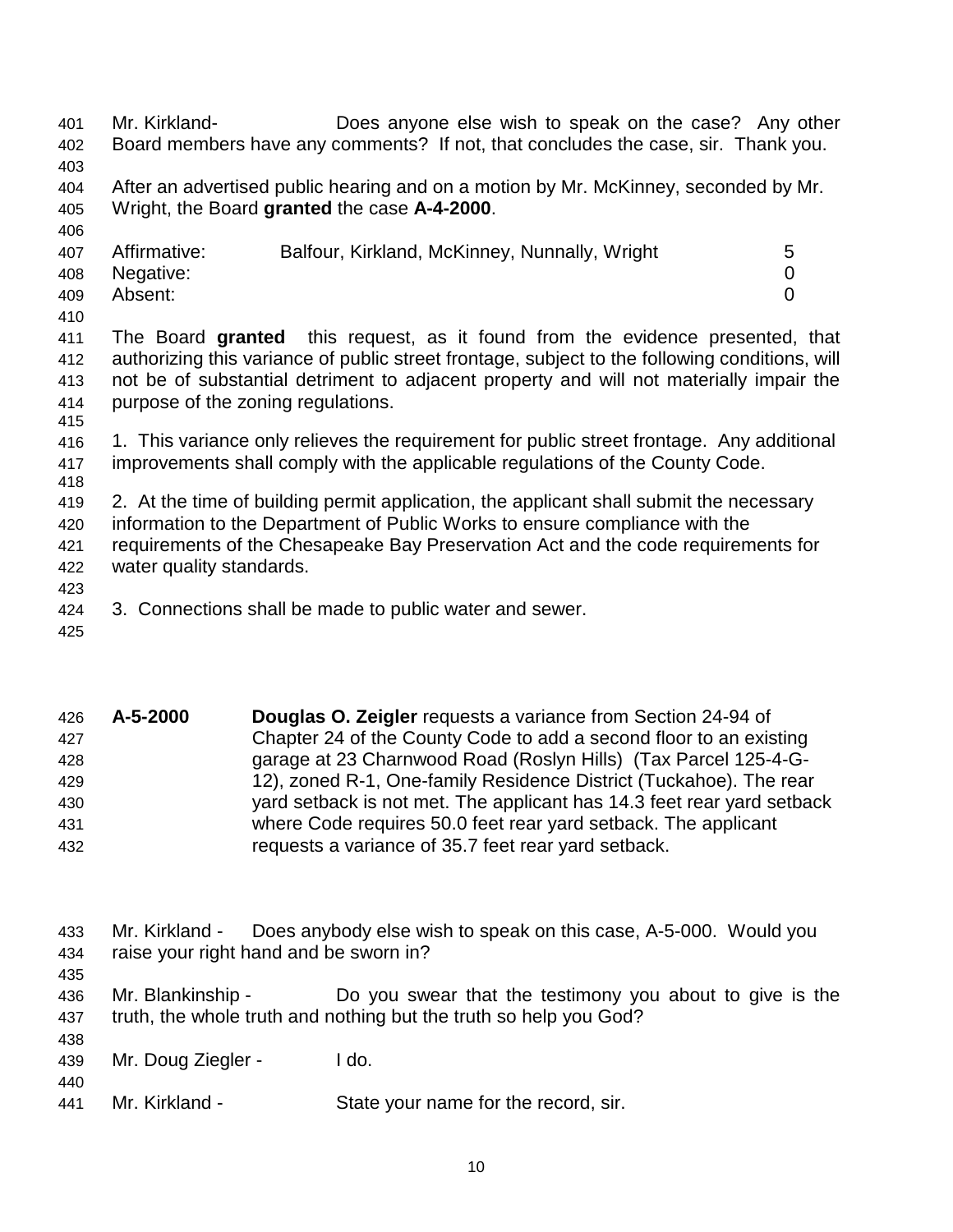Mr. Kirkland- Does anyone else wish to speak on the case? Any other Board members have any comments? If not, that concludes the case, sir. Thank you.

After an advertised public hearing and on a motion by Mr. McKinney, seconded by Mr. Wright, the Board **granted** the case **A-4-2000**.

| | | |
|---|---|---|
| Affirmative: | Balfour, Kirkland, McKinney, Nunnally, Wright | 5 |
| Negative: | | 0 |
| Absent: | | 0 |

The Board **granted** this request, as it found from the evidence presented, that authorizing this variance of public street frontage, subject to the following conditions, will not be of substantial detriment to adjacent property and will not materially impair the purpose of the zoning regulations.

1. This variance only relieves the requirement for public street frontage. Any additional improvements shall comply with the applicable regulations of the County Code.

2. At the time of building permit application, the applicant shall submit the necessary information to the Department of Public Works to ensure compliance with the requirements of the Chesapeake Bay Preservation Act and the code requirements for water quality standards.

3. Connections shall be made to public water and sewer.

**A-5-2000** **Douglas O. Zeigler** requests a variance from Section 24-94 of Chapter 24 of the County Code to add a second floor to an existing garage at 23 Charnwood Road (Roslyn Hills) (Tax Parcel 125-4-G-12), zoned R-1, One-family Residence District (Tuckahoe). The rear yard setback is not met. The applicant has 14.3 feet rear yard setback where Code requires 50.0 feet rear yard setback. The applicant requests a variance of 35.7 feet rear yard setback.

Mr. Kirkland - Does anybody else wish to speak on this case, A-5-000. Would you raise your right hand and be sworn in?

Mr. Blankinship - Do you swear that the testimony you about to give is the truth, the whole truth and nothing but the truth so help you God?

Mr. Doug Ziegler - I do.

Mr. Kirkland - State your name for the record, sir.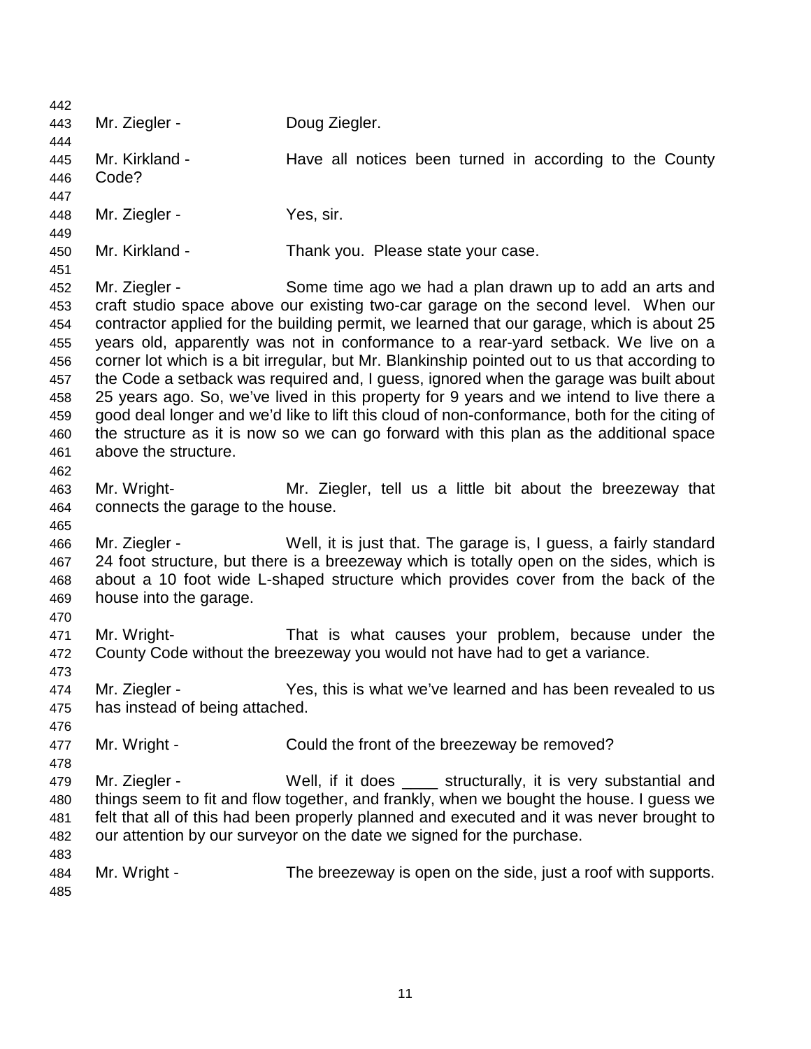Mr. Ziegler - Doug Ziegler.

Mr. Kirkland - Have all notices been turned in according to the County Code?

Mr. Ziegler - Yes, sir.

Mr. Kirkland - Thank you. Please state your case.

Mr. Ziegler - Some time ago we had a plan drawn up to add an arts and craft studio space above our existing two-car garage on the second level. When our contractor applied for the building permit, we learned that our garage, which is about 25 years old, apparently was not in conformance to a rear-yard setback. We live on a corner lot which is a bit irregular, but Mr. Blankinship pointed out to us that according to the Code a setback was required and, I guess, ignored when the garage was built about 25 years ago. So, we've lived in this property for 9 years and we intend to live there a good deal longer and we'd like to lift this cloud of non-conformance, both for the citing of the structure as it is now so we can go forward with this plan as the additional space above the structure.

Mr. Wright- Mr. Ziegler, tell us a little bit about the breezeway that connects the garage to the house.

Mr. Ziegler - Well, it is just that. The garage is, I guess, a fairly standard 24 foot structure, but there is a breezeway which is totally open on the sides, which is about a 10 foot wide L-shaped structure which provides cover from the back of the house into the garage.

Mr. Wright- That is what causes your problem, because under the County Code without the breezeway you would not have had to get a variance.

Mr. Ziegler - Yes, this is what we've learned and has been revealed to us has instead of being attached.

Mr. Wright - Could the front of the breezeway be removed?

Mr. Ziegler - Well, if it does ____ structurally, it is very substantial and things seem to fit and flow together, and frankly, when we bought the house. I guess we felt that all of this had been properly planned and executed and it was never brought to our attention by our surveyor on the date we signed for the purchase.

Mr. Wright - The breezeway is open on the side, just a roof with supports.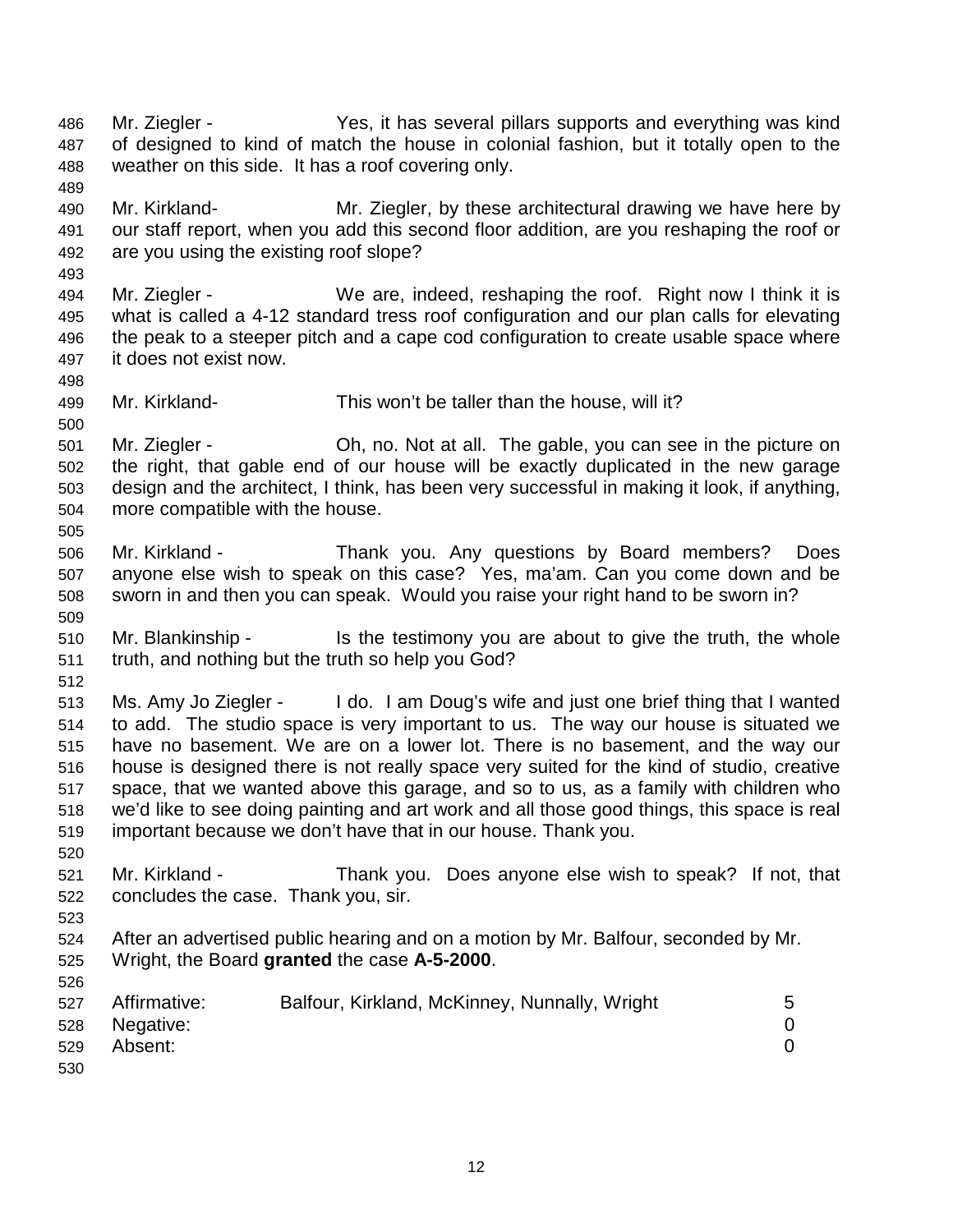Mr. Ziegler - Yes, it has several pillars supports and everything was kind of designed to kind of match the house in colonial fashion, but it totally open to the weather on this side. It has a roof covering only.

Mr. Kirkland- Mr. Ziegler, by these architectural drawing we have here by our staff report, when you add this second floor addition, are you reshaping the roof or are you using the existing roof slope?

Mr. Ziegler - We are, indeed, reshaping the roof. Right now I think it is what is called a 4-12 standard tress roof configuration and our plan calls for elevating the peak to a steeper pitch and a cape cod configuration to create usable space where it does not exist now.

Mr. Kirkland- This won't be taller than the house, will it?

Mr. Ziegler - Oh, no. Not at all. The gable, you can see in the picture on the right, that gable end of our house will be exactly duplicated in the new garage design and the architect, I think, has been very successful in making it look, if anything, more compatible with the house.

Mr. Kirkland - Thank you. Any questions by Board members? Does anyone else wish to speak on this case? Yes, ma'am. Can you come down and be sworn in and then you can speak. Would you raise your right hand to be sworn in?

Mr. Blankinship - Is the testimony you are about to give the truth, the whole truth, and nothing but the truth so help you God?

Ms. Amy Jo Ziegler - I do. I am Doug's wife and just one brief thing that I wanted to add. The studio space is very important to us. The way our house is situated we have no basement. We are on a lower lot. There is no basement, and the way our house is designed there is not really space very suited for the kind of studio, creative space, that we wanted above this garage, and so to us, as a family with children who we'd like to see doing painting and art work and all those good things, this space is real important because we don't have that in our house. Thank you.

Mr. Kirkland - Thank you. Does anyone else wish to speak? If not, that concludes the case. Thank you, sir.

After an advertised public hearing and on a motion by Mr. Balfour, seconded by Mr. Wright, the Board **granted** the case **A-5-2000**.

| | | |
|---|---|---|
| Affirmative: | Balfour, Kirkland, McKinney, Nunnally, Wright | 5 |
| Negative: | | 0 |
| Absent: | | 0 |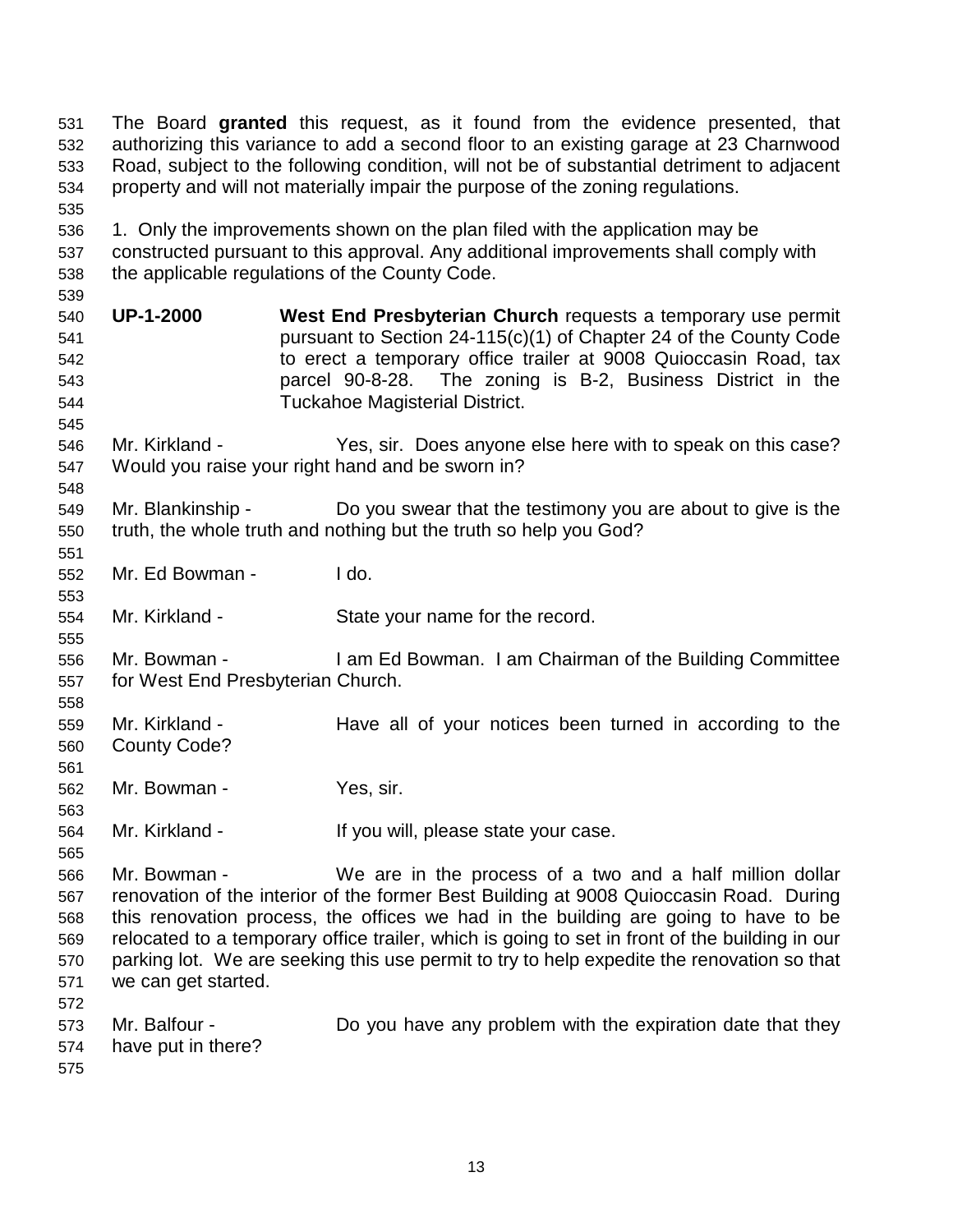The Board **granted** this request, as it found from the evidence presented, that authorizing this variance to add a second floor to an existing garage at 23 Charnwood Road, subject to the following condition, will not be of substantial detriment to adjacent property and will not materially impair the purpose of the zoning regulations.

1. Only the improvements shown on the plan filed with the application may be constructed pursuant to this approval. Any additional improvements shall comply with the applicable regulations of the County Code.

**UP-1-2000** **West End Presbyterian Church** requests a temporary use permit pursuant to Section 24-115(c)(1) of Chapter 24 of the County Code to erect a temporary office trailer at 9008 Quioccasin Road, tax parcel 90-8-28. The zoning is B-2, Business District in the Tuckahoe Magisterial District.

Mr. Kirkland - Yes, sir. Does anyone else here with to speak on this case? Would you raise your right hand and be sworn in?

Mr. Blankinship - Do you swear that the testimony you are about to give is the truth, the whole truth and nothing but the truth so help you God?

Mr. Ed Bowman - I do.

Mr. Kirkland - State your name for the record.

Mr. Bowman - I am Ed Bowman. I am Chairman of the Building Committee for West End Presbyterian Church.

Mr. Kirkland - Have all of your notices been turned in according to the County Code?

Mr. Bowman - Yes, sir.

Mr. Kirkland - If you will, please state your case.

Mr. Bowman - We are in the process of a two and a half million dollar renovation of the interior of the former Best Building at 9008 Quioccasin Road. During this renovation process, the offices we had in the building are going to have to be relocated to a temporary office trailer, which is going to set in front of the building in our parking lot. We are seeking this use permit to try to help expedite the renovation so that we can get started.

Mr. Balfour - Do you have any problem with the expiration date that they have put in there?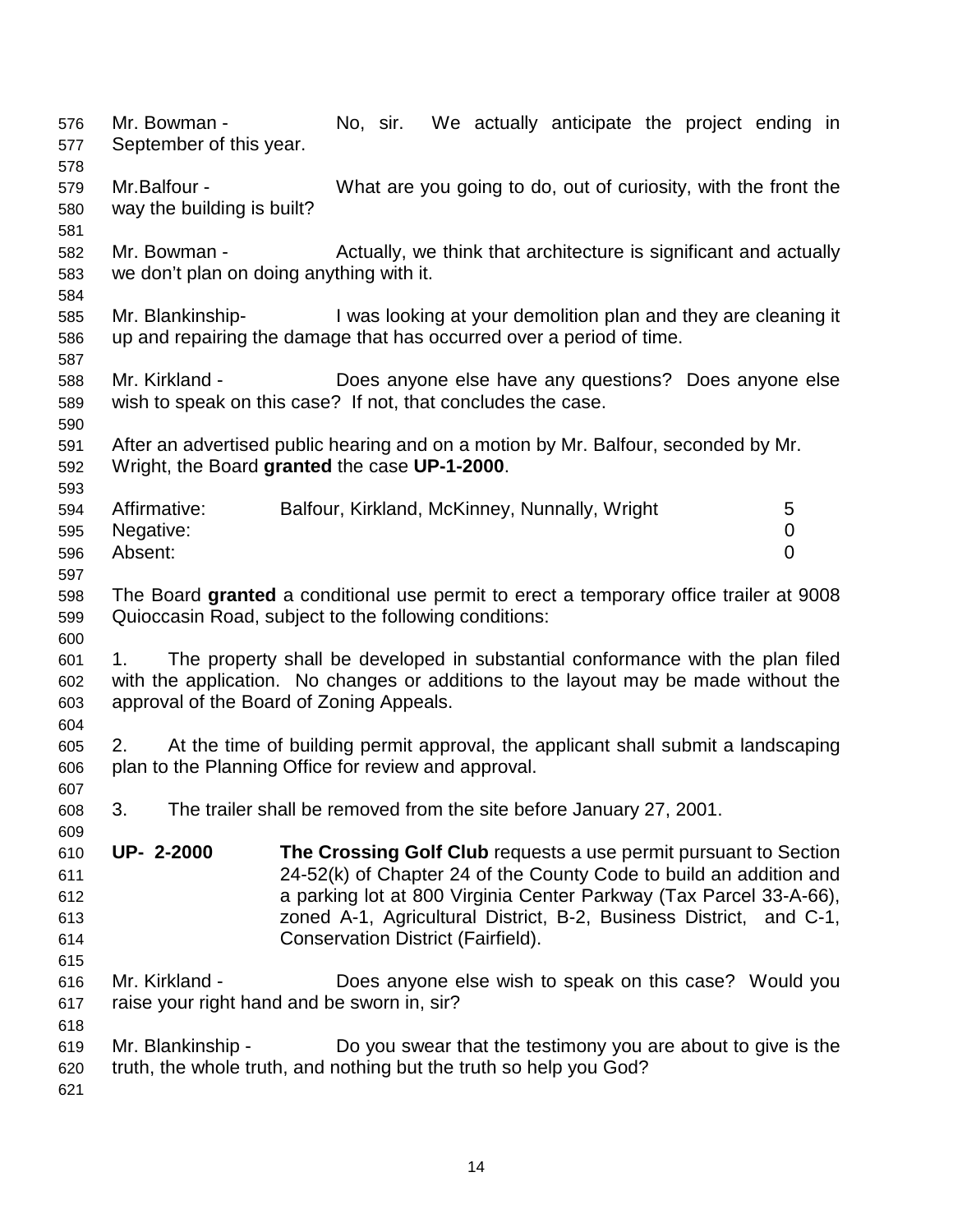Mr. Bowman - No, sir. We actually anticipate the project ending in September of this year.

Mr.Balfour - What are you going to do, out of curiosity, with the front the way the building is built?

Mr. Bowman - Actually, we think that architecture is significant and actually we don't plan on doing anything with it.

Mr. Blankinship- I was looking at your demolition plan and they are cleaning it up and repairing the damage that has occurred over a period of time.

Mr. Kirkland - Does anyone else have any questions? Does anyone else wish to speak on this case? If not, that concludes the case.

After an advertised public hearing and on a motion by Mr. Balfour, seconded by Mr. Wright, the Board **granted** the case **UP-1-2000**.

| | | |
|---|---|---|
| Affirmative: | Balfour, Kirkland, McKinney, Nunnally, Wright | 5 |
| Negative: | | 0 |
| Absent: | | 0 |

The Board **granted** a conditional use permit to erect a temporary office trailer at 9008 Quioccasin Road, subject to the following conditions:

1. The property shall be developed in substantial conformance with the plan filed with the application. No changes or additions to the layout may be made without the approval of the Board of Zoning Appeals.

2. At the time of building permit approval, the applicant shall submit a landscaping plan to the Planning Office for review and approval.

3. The trailer shall be removed from the site before January 27, 2001.

**UP- 2-2000** **The Crossing Golf Club** requests a use permit pursuant to Section 24-52(k) of Chapter 24 of the County Code to build an addition and a parking lot at 800 Virginia Center Parkway (Tax Parcel 33-A-66), zoned A-1, Agricultural District, B-2, Business District, and C-1, Conservation District (Fairfield).

Mr. Kirkland - Does anyone else wish to speak on this case? Would you raise your right hand and be sworn in, sir?

Mr. Blankinship - Do you swear that the testimony you are about to give is the truth, the whole truth, and nothing but the truth so help you God?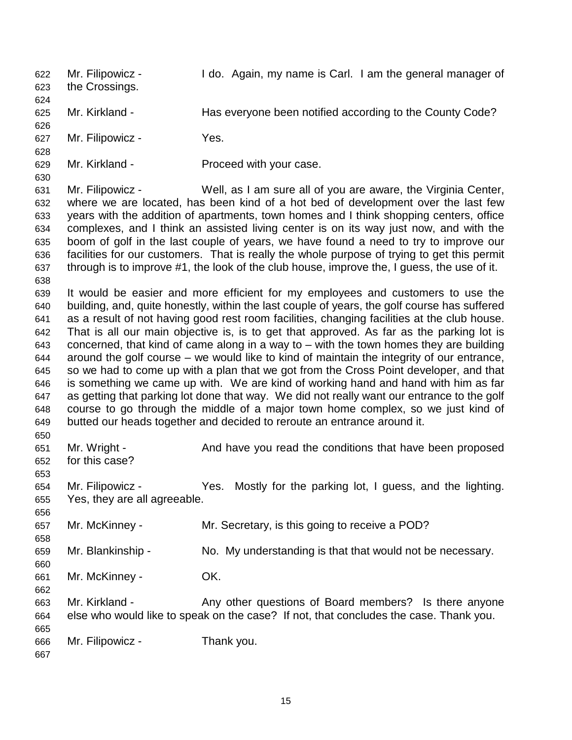Mr. Filipowicz - I do. Again, my name is Carl. I am the general manager of the Crossings.

Mr. Kirkland - Has everyone been notified according to the County Code?

Mr. Filipowicz - Yes.

Mr. Kirkland - Proceed with your case.

Mr. Filipowicz - Well, as I am sure all of you are aware, the Virginia Center, where we are located, has been kind of a hot bed of development over the last few years with the addition of apartments, town homes and I think shopping centers, office complexes, and I think an assisted living center is on its way just now, and with the boom of golf in the last couple of years, we have found a need to try to improve our facilities for our customers. That is really the whole purpose of trying to get this permit through is to improve #1, the look of the club house, improve the, I guess, the use of it.

It would be easier and more efficient for my employees and customers to use the building, and, quite honestly, within the last couple of years, the golf course has suffered as a result of not having good rest room facilities, changing facilities at the club house. That is all our main objective is, is to get that approved. As far as the parking lot is concerned, that kind of came along in a way to – with the town homes they are building around the golf course – we would like to kind of maintain the integrity of our entrance, so we had to come up with a plan that we got from the Cross Point developer, and that is something we came up with. We are kind of working hand and hand with him as far as getting that parking lot done that way. We did not really want our entrance to the golf course to go through the middle of a major town home complex, so we just kind of butted our heads together and decided to reroute an entrance around it.

Mr. Wright - And have you read the conditions that have been proposed for this case?

Mr. Filipowicz - Yes. Mostly for the parking lot, I guess, and the lighting. Yes, they are all agreeable.

Mr. McKinney - Mr. Secretary, is this going to receive a POD?

Mr. Blankinship - No. My understanding is that that would not be necessary.

Mr. McKinney - OK.

Mr. Kirkland - Any other questions of Board members? Is there anyone else who would like to speak on the case? If not, that concludes the case. Thank you.

Mr. Filipowicz - Thank you.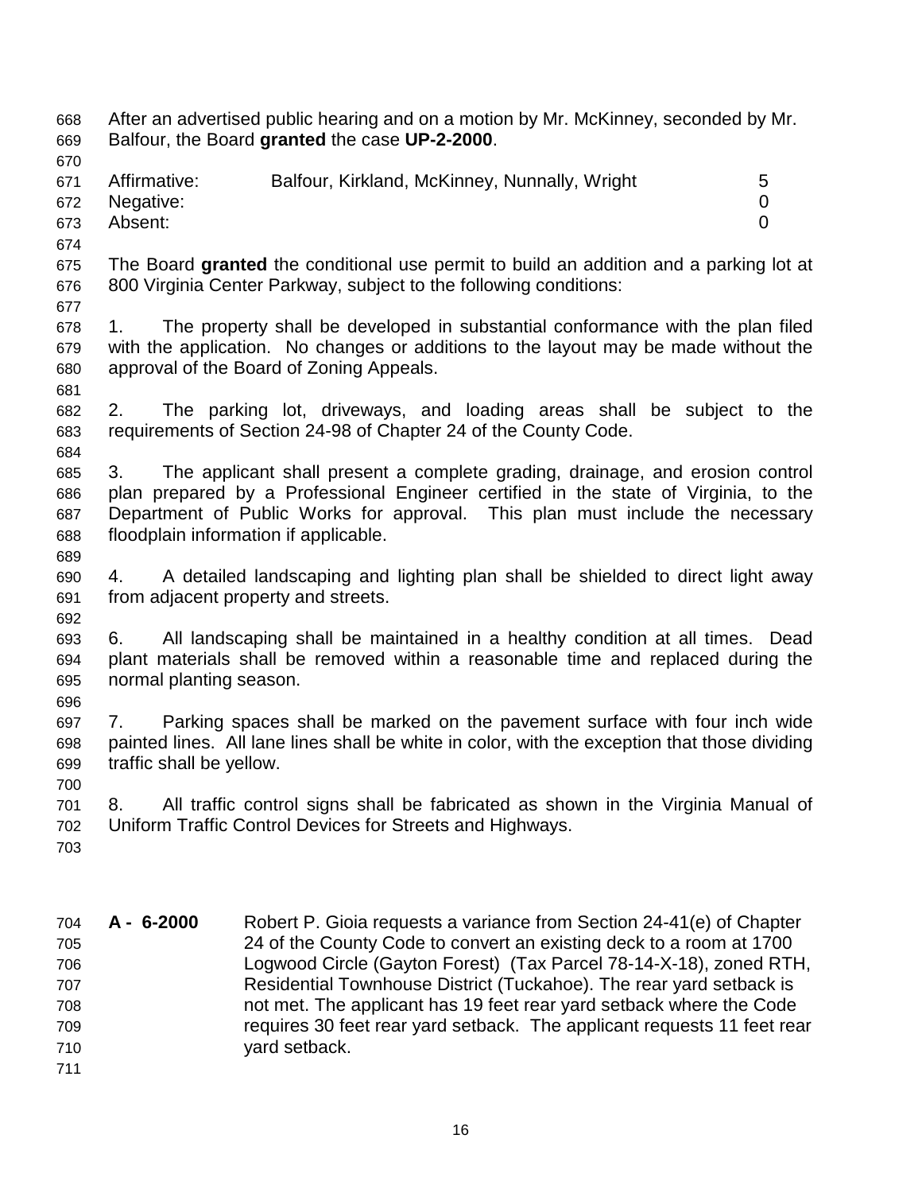After an advertised public hearing and on a motion by Mr. McKinney, seconded by Mr. Balfour, the Board **granted** the case **UP-2-2000**.

| | | |
|---|---|---|
| Affirmative: | Balfour, Kirkland, McKinney, Nunnally, Wright | 5 |
| Negative: | | 0 |
| Absent: | | 0 |

The Board **granted** the conditional use permit to build an addition and a parking lot at 800 Virginia Center Parkway, subject to the following conditions:

1. The property shall be developed in substantial conformance with the plan filed with the application. No changes or additions to the layout may be made without the approval of the Board of Zoning Appeals.

2. The parking lot, driveways, and loading areas shall be subject to the requirements of Section 24-98 of Chapter 24 of the County Code.

3. The applicant shall present a complete grading, drainage, and erosion control plan prepared by a Professional Engineer certified in the state of Virginia, to the Department of Public Works for approval. This plan must include the necessary floodplain information if applicable.

4. A detailed landscaping and lighting plan shall be shielded to direct light away from adjacent property and streets.

6. All landscaping shall be maintained in a healthy condition at all times. Dead plant materials shall be removed within a reasonable time and replaced during the normal planting season.

7. Parking spaces shall be marked on the pavement surface with four inch wide painted lines. All lane lines shall be white in color, with the exception that those dividing traffic shall be yellow.

8. All traffic control signs shall be fabricated as shown in the Virginia Manual of Uniform Traffic Control Devices for Streets and Highways.

**A - 6-2000** Robert P. Gioia requests a variance from Section 24-41(e) of Chapter 24 of the County Code to convert an existing deck to a room at 1700 Logwood Circle (Gayton Forest) (Tax Parcel 78-14-X-18), zoned RTH, Residential Townhouse District (Tuckahoe). The rear yard setback is not met. The applicant has 19 feet rear yard setback where the Code requires 30 feet rear yard setback. The applicant requests 11 feet rear yard setback.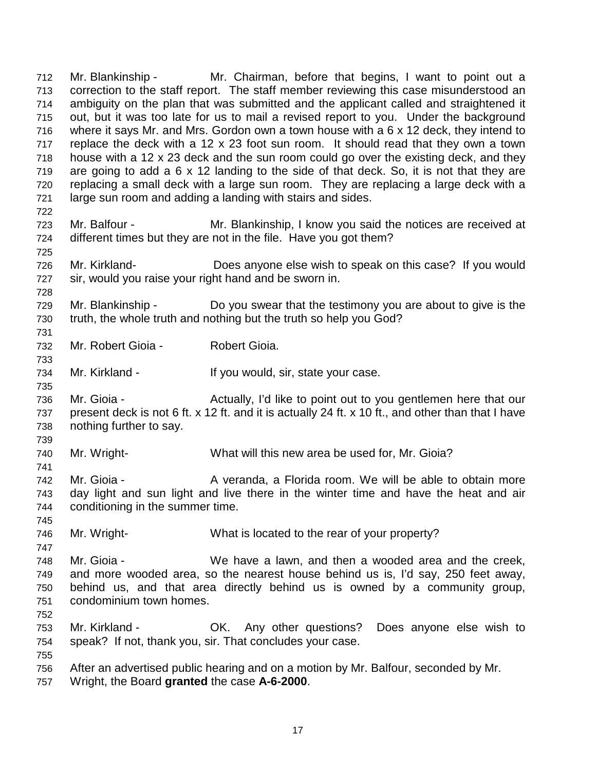712 Mr. Blankinship - Mr. Chairman, before that begins, I want to point out a
713 correction to the staff report. The staff member reviewing this case misunderstood an
714 ambiguity on the plan that was submitted and the applicant called and straightened it
715 out, but it was too late for us to mail a revised report to you. Under the background
716 where it says Mr. and Mrs. Gordon own a town house with a 6 x 12 deck, they intend to
717 replace the deck with a 12 x 23 foot sun room. It should read that they own a town
718 house with a 12 x 23 deck and the sun room could go over the existing deck, and they
719 are going to add a 6 x 12 landing to the side of that deck. So, it is not that they are
720 replacing a small deck with a large sun room. They are replacing a large deck with a
721 large sun room and adding a landing with stairs and sides.
722
723 Mr. Balfour - Mr. Blankinship, I know you said the notices are received at
724 different times but they are not in the file. Have you got them?
725
726 Mr. Kirkland- Does anyone else wish to speak on this case? If you would
727 sir, would you raise your right hand and be sworn in.
728
729 Mr. Blankinship - Do you swear that the testimony you are about to give is the
730 truth, the whole truth and nothing but the truth so help you God?
731
732 Mr. Robert Gioia - Robert Gioia.
733
734 Mr. Kirkland - If you would, sir, state your case.
735
736 Mr. Gioia - Actually, I'd like to point out to you gentlemen here that our
737 present deck is not 6 ft. x 12 ft. and it is actually 24 ft. x 10 ft., and other than that I have
738 nothing further to say.
739
740 Mr. Wright- What will this new area be used for, Mr. Gioia?
741
742 Mr. Gioia - A veranda, a Florida room. We will be able to obtain more
743 day light and sun light and live there in the winter time and have the heat and air
744 conditioning in the summer time.
745
746 Mr. Wright- What is located to the rear of your property?
747
748 Mr. Gioia - We have a lawn, and then a wooded area and the creek,
749 and more wooded area, so the nearest house behind us is, I'd say, 250 feet away,
750 behind us, and that area directly behind us is owned by a community group,
751 condominium town homes.
752
753 Mr. Kirkland - OK. Any other questions? Does anyone else wish to
754 speak? If not, thank you, sir. That concludes your case.
755
756 After an advertised public hearing and on a motion by Mr. Balfour, seconded by Mr.
757 Wright, the Board **granted** the case **A-6-2000**.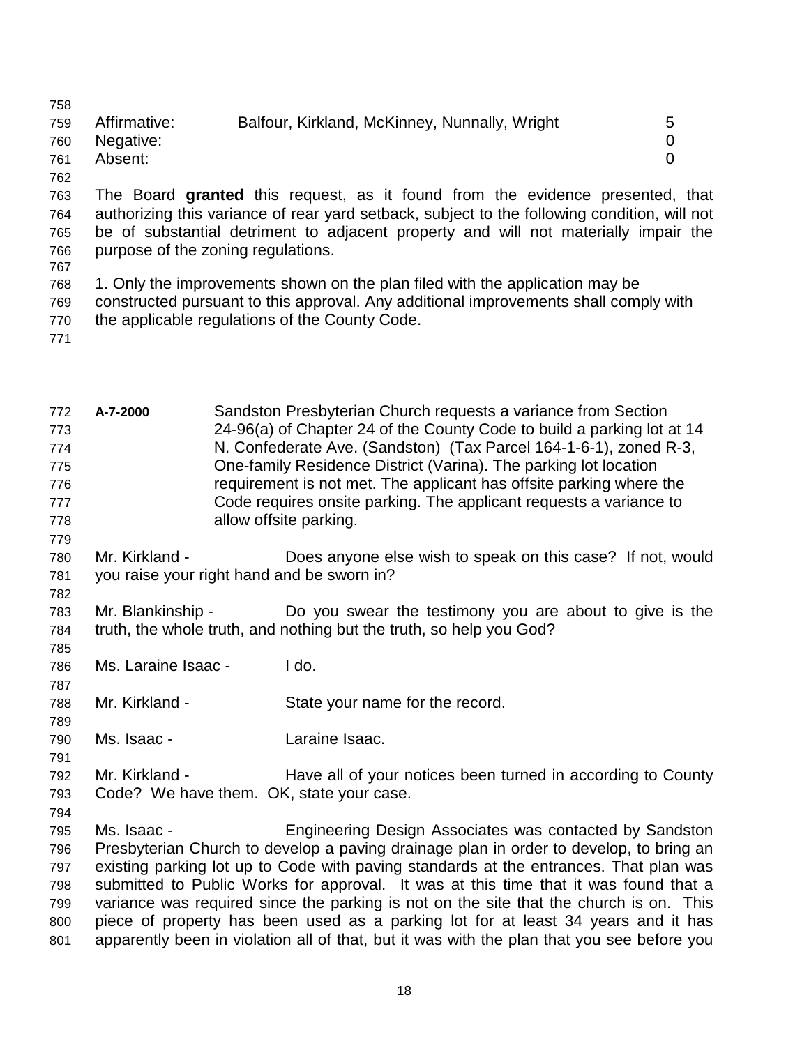| Affirmative: | Balfour, Kirkland, McKinney, Nunnally, Wright | 5 |
| --- | --- | --- |
| Negative: | | 0 |
| Absent: | | 0 |

The Board **granted** this request, as it found from the evidence presented, that authorizing this variance of rear yard setback, subject to the following condition, will not be of substantial detriment to adjacent property and will not materially impair the purpose of the zoning regulations.

1. Only the improvements shown on the plan filed with the application may be constructed pursuant to this approval. Any additional improvements shall comply with the applicable regulations of the County Code.

**A-7-2000** Sandston Presbyterian Church requests a variance from Section 24-96(a) of Chapter 24 of the County Code to build a parking lot at 14 N. Confederate Ave. (Sandston) (Tax Parcel 164-1-6-1), zoned R-3, One-family Residence District (Varina). The parking lot location requirement is not met. The applicant has offsite parking where the Code requires onsite parking. The applicant requests a variance to allow offsite parking.

Mr. Kirkland - Does anyone else wish to speak on this case? If not, would you raise your right hand and be sworn in?

Mr. Blankinship - Do you swear the testimony you are about to give is the truth, the whole truth, and nothing but the truth, so help you God?

Ms. Laraine Isaac - I do.

Mr. Kirkland - State your name for the record.

Ms. Isaac - Laraine Isaac.

Mr. Kirkland - Have all of your notices been turned in according to County Code? We have them. OK, state your case.

Ms. Isaac - Engineering Design Associates was contacted by Sandston Presbyterian Church to develop a paving drainage plan in order to develop, to bring an existing parking lot up to Code with paving standards at the entrances. That plan was submitted to Public Works for approval. It was at this time that it was found that a variance was required since the parking is not on the site that the church is on. This piece of property has been used as a parking lot for at least 34 years and it has apparently been in violation all of that, but it was with the plan that you see before you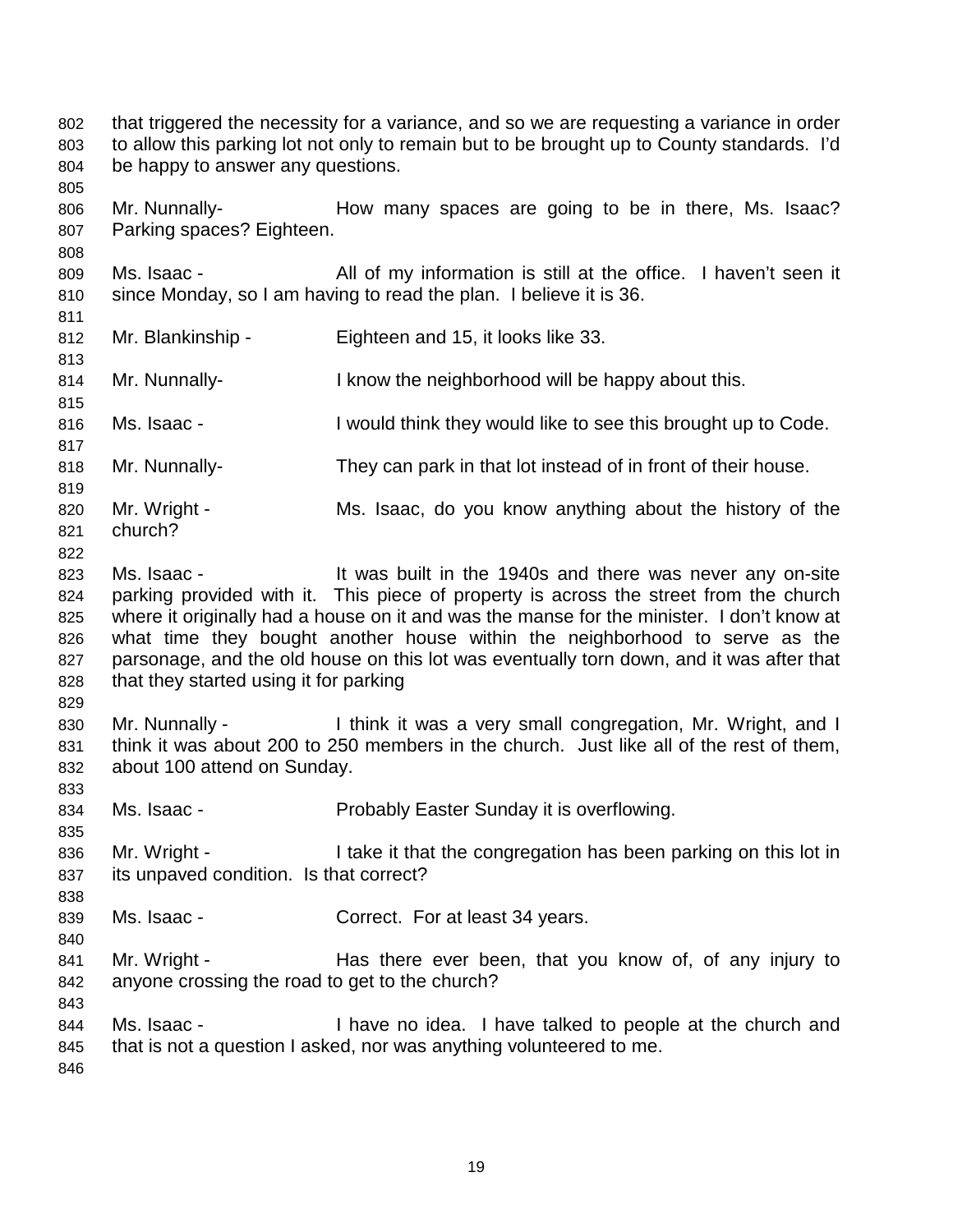that triggered the necessity for a variance, and so we are requesting a variance in order to allow this parking lot not only to remain but to be brought up to County standards. I'd be happy to answer any questions.

Mr. Nunnally- How many spaces are going to be in there, Ms. Isaac? Parking spaces? Eighteen.

Ms. Isaac - All of my information is still at the office. I haven't seen it since Monday, so I am having to read the plan. I believe it is 36.

Mr. Blankinship - Eighteen and 15, it looks like 33.

Mr. Nunnally- I know the neighborhood will be happy about this.

Ms. Isaac - I would think they would like to see this brought up to Code.

Mr. Nunnally- They can park in that lot instead of in front of their house.

Mr. Wright - Ms. Isaac, do you know anything about the history of the church?

Ms. Isaac - It was built in the 1940s and there was never any on-site parking provided with it. This piece of property is across the street from the church where it originally had a house on it and was the manse for the minister. I don't know at what time they bought another house within the neighborhood to serve as the parsonage, and the old house on this lot was eventually torn down, and it was after that that they started using it for parking

Mr. Nunnally - I think it was a very small congregation, Mr. Wright, and I think it was about 200 to 250 members in the church. Just like all of the rest of them, about 100 attend on Sunday.

Ms. Isaac - Probably Easter Sunday it is overflowing.

Mr. Wright - I take it that the congregation has been parking on this lot in its unpaved condition. Is that correct?

Ms. Isaac - Correct. For at least 34 years.

Mr. Wright - Has there ever been, that you know of, of any injury to anyone crossing the road to get to the church?

Ms. Isaac - I have no idea. I have talked to people at the church and that is not a question I asked, nor was anything volunteered to me.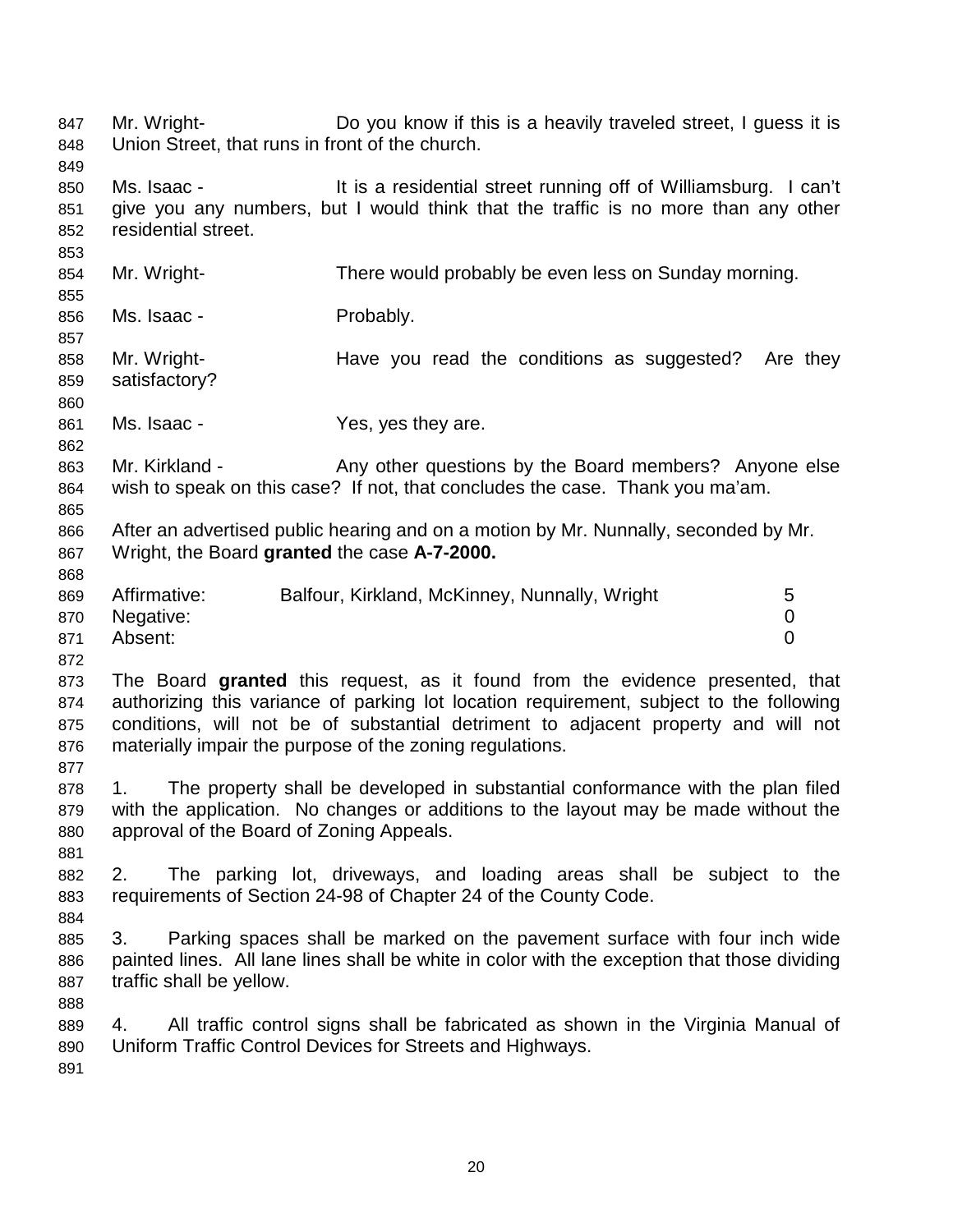Mr. Wright- Do you know if this is a heavily traveled street, I guess it is Union Street, that runs in front of the church.

Ms. Isaac - It is a residential street running off of Williamsburg. I can't give you any numbers, but I would think that the traffic is no more than any other residential street.

Mr. Wright- There would probably be even less on Sunday morning.

Ms. Isaac - Probably.

Mr. Wright- Have you read the conditions as suggested? Are they satisfactory?

Ms. Isaac - Yes, yes they are.

Mr. Kirkland - Any other questions by the Board members? Anyone else wish to speak on this case? If not, that concludes the case. Thank you ma'am.

After an advertised public hearing and on a motion by Mr. Nunnally, seconded by Mr. Wright, the Board **granted** the case **A-7-2000.**

| | | |
|---|---|---|
| Affirmative: | Balfour, Kirkland, McKinney, Nunnally, Wright | 5 |
| Negative: | | 0 |
| Absent: | | 0 |

The Board **granted** this request, as it found from the evidence presented, that authorizing this variance of parking lot location requirement, subject to the following conditions, will not be of substantial detriment to adjacent property and will not materially impair the purpose of the zoning regulations.

1. The property shall be developed in substantial conformance with the plan filed with the application. No changes or additions to the layout may be made without the approval of the Board of Zoning Appeals.

2. The parking lot, driveways, and loading areas shall be subject to the requirements of Section 24-98 of Chapter 24 of the County Code.

3. Parking spaces shall be marked on the pavement surface with four inch wide painted lines. All lane lines shall be white in color with the exception that those dividing traffic shall be yellow.

4. All traffic control signs shall be fabricated as shown in the Virginia Manual of Uniform Traffic Control Devices for Streets and Highways.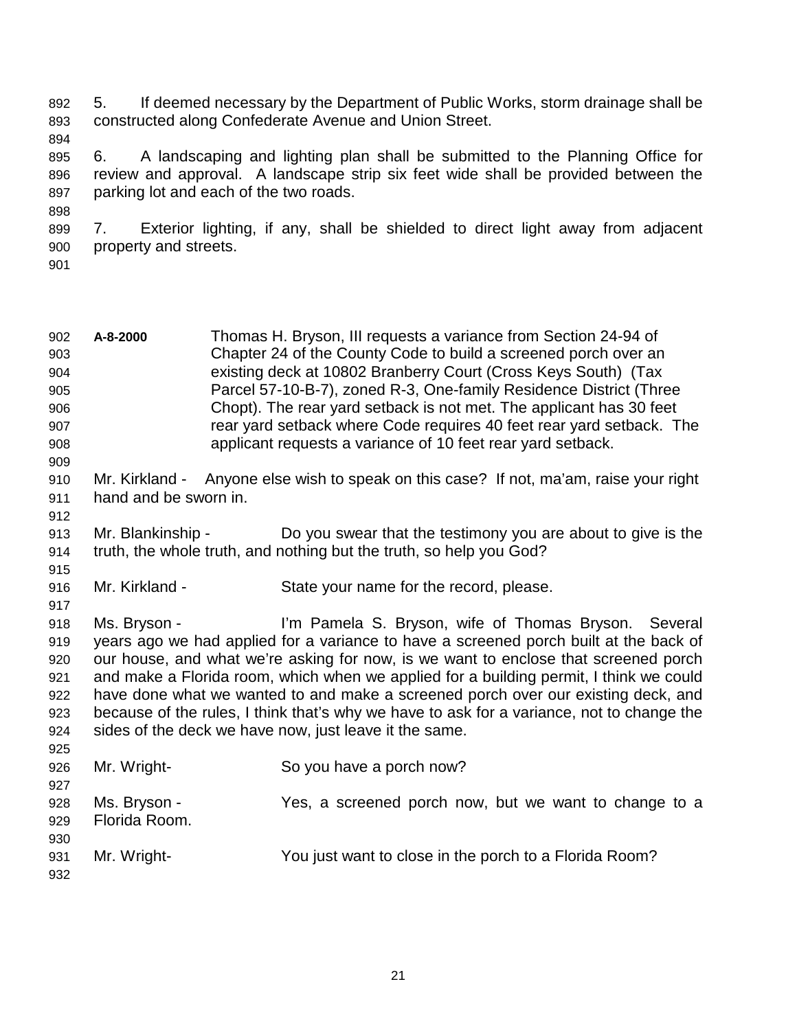5. If deemed necessary by the Department of Public Works, storm drainage shall be constructed along Confederate Avenue and Union Street.

6. A landscaping and lighting plan shall be submitted to the Planning Office for review and approval. A landscape strip six feet wide shall be provided between the parking lot and each of the two roads.

7. Exterior lighting, if any, shall be shielded to direct light away from adjacent property and streets.

**A-8-2000** Thomas H. Bryson, III requests a variance from Section 24-94 of Chapter 24 of the County Code to build a screened porch over an existing deck at 10802 Branberry Court (Cross Keys South) (Tax Parcel 57-10-B-7), zoned R-3, One-family Residence District (Three Chopt). The rear yard setback is not met. The applicant has 30 feet rear yard setback where Code requires 40 feet rear yard setback. The applicant requests a variance of 10 feet rear yard setback.

Mr. Kirkland - Anyone else wish to speak on this case? If not, ma'am, raise your right hand and be sworn in.

Mr. Blankinship - Do you swear that the testimony you are about to give is the truth, the whole truth, and nothing but the truth, so help you God?

Mr. Kirkland - State your name for the record, please.

Ms. Bryson - I'm Pamela S. Bryson, wife of Thomas Bryson. Several years ago we had applied for a variance to have a screened porch built at the back of our house, and what we're asking for now, is we want to enclose that screened porch and make a Florida room, which when we applied for a building permit, I think we could have done what we wanted to and make a screened porch over our existing deck, and because of the rules, I think that's why we have to ask for a variance, not to change the sides of the deck we have now, just leave it the same.

Mr. Wright- So you have a porch now?

Ms. Bryson - Yes, a screened porch now, but we want to change to a Florida Room.

Mr. Wright- You just want to close in the porch to a Florida Room?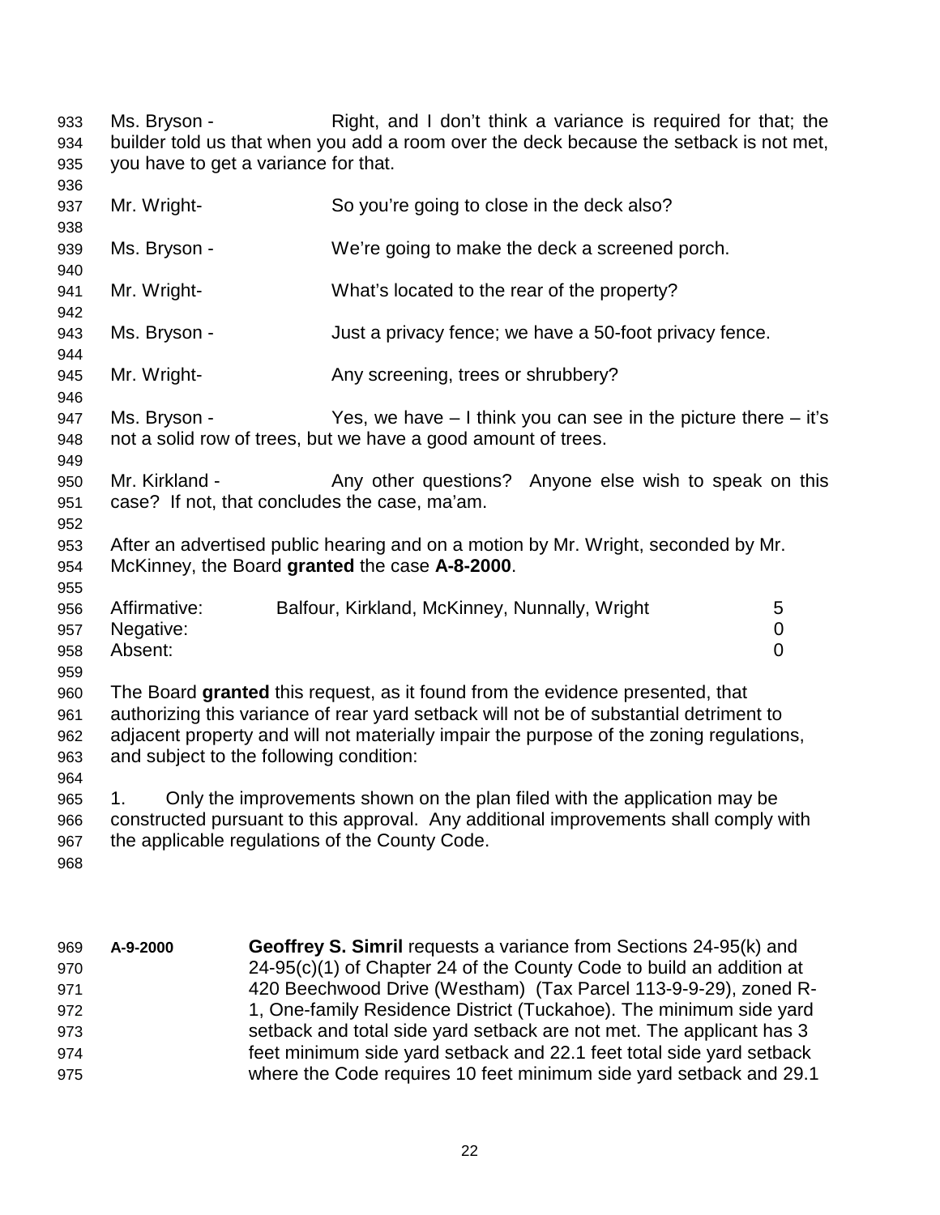Ms. Bryson - Right, and I don't think a variance is required for that; the builder told us that when you add a room over the deck because the setback is not met, you have to get a variance for that.

Mr. Wright- So you're going to close in the deck also?

Ms. Bryson - We're going to make the deck a screened porch.

Mr. Wright- What's located to the rear of the property?

Ms. Bryson - Just a privacy fence; we have a 50-foot privacy fence.

Mr. Wright- Any screening, trees or shrubbery?

Ms. Bryson - Yes, we have – I think you can see in the picture there – it's not a solid row of trees, but we have a good amount of trees.

Mr. Kirkland - Any other questions? Anyone else wish to speak on this case? If not, that concludes the case, ma'am.

After an advertised public hearing and on a motion by Mr. Wright, seconded by Mr. McKinney, the Board **granted** the case **A-8-2000**.

| | | |
|---|---|---|
| Affirmative: | Balfour, Kirkland, McKinney, Nunnally, Wright | 5 |
| Negative: | | 0 |
| Absent: | | 0 |

The Board **granted** this request, as it found from the evidence presented, that authorizing this variance of rear yard setback will not be of substantial detriment to adjacent property and will not materially impair the purpose of the zoning regulations, and subject to the following condition:

1. Only the improvements shown on the plan filed with the application may be constructed pursuant to this approval. Any additional improvements shall comply with the applicable regulations of the County Code.

**A-9-2000** **Geoffrey S. Simril** requests a variance from Sections 24-95(k) and 24-95(c)(1) of Chapter 24 of the County Code to build an addition at 420 Beechwood Drive (Westham) (Tax Parcel 113-9-9-29), zoned R-1, One-family Residence District (Tuckahoe). The minimum side yard setback and total side yard setback are not met. The applicant has 3 feet minimum side yard setback and 22.1 feet total side yard setback where the Code requires 10 feet minimum side yard setback and 29.1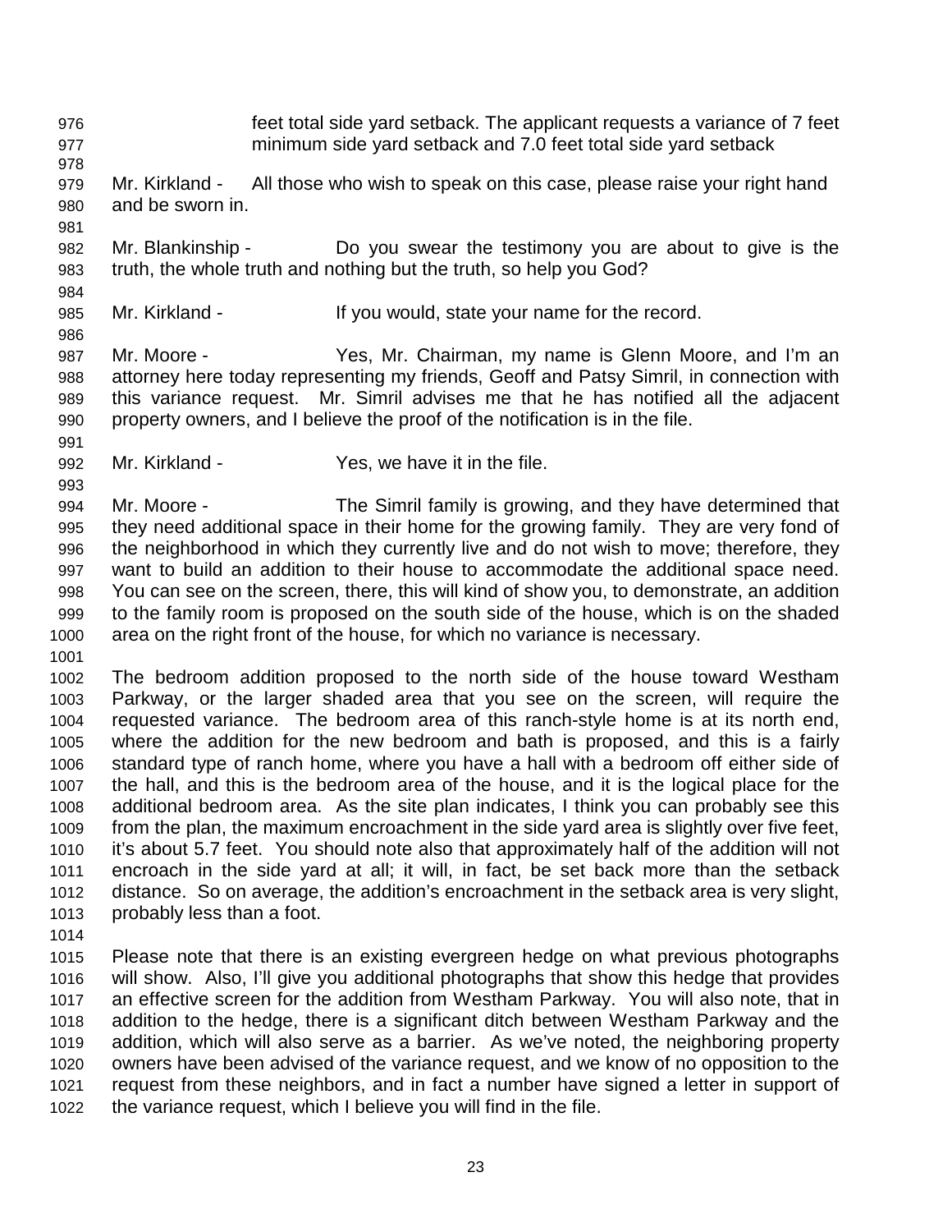feet total side yard setback. The applicant requests a variance of 7 feet minimum side yard setback and 7.0 feet total side yard setback

Mr. Kirkland - All those who wish to speak on this case, please raise your right hand and be sworn in.

Mr. Blankinship - Do you swear the testimony you are about to give is the truth, the whole truth and nothing but the truth, so help you God?

Mr. Kirkland - If you would, state your name for the record.

Mr. Moore - Yes, Mr. Chairman, my name is Glenn Moore, and I'm an attorney here today representing my friends, Geoff and Patsy Simril, in connection with this variance request. Mr. Simril advises me that he has notified all the adjacent property owners, and I believe the proof of the notification is in the file.

Mr. Kirkland - Yes, we have it in the file.

Mr. Moore - The Simril family is growing, and they have determined that they need additional space in their home for the growing family. They are very fond of the neighborhood in which they currently live and do not wish to move; therefore, they want to build an addition to their house to accommodate the additional space need. You can see on the screen, there, this will kind of show you, to demonstrate, an addition to the family room is proposed on the south side of the house, which is on the shaded area on the right front of the house, for which no variance is necessary.

The bedroom addition proposed to the north side of the house toward Westham Parkway, or the larger shaded area that you see on the screen, will require the requested variance. The bedroom area of this ranch-style home is at its north end, where the addition for the new bedroom and bath is proposed, and this is a fairly standard type of ranch home, where you have a hall with a bedroom off either side of the hall, and this is the bedroom area of the house, and it is the logical place for the additional bedroom area. As the site plan indicates, I think you can probably see this from the plan, the maximum encroachment in the side yard area is slightly over five feet, it's about 5.7 feet. You should note also that approximately half of the addition will not encroach in the side yard at all; it will, in fact, be set back more than the setback distance. So on average, the addition's encroachment in the setback area is very slight, probably less than a foot.

Please note that there is an existing evergreen hedge on what previous photographs will show. Also, I'll give you additional photographs that show this hedge that provides an effective screen for the addition from Westham Parkway. You will also note, that in addition to the hedge, there is a significant ditch between Westham Parkway and the addition, which will also serve as a barrier. As we've noted, the neighboring property owners have been advised of the variance request, and we know of no opposition to the request from these neighbors, and in fact a number have signed a letter in support of the variance request, which I believe you will find in the file.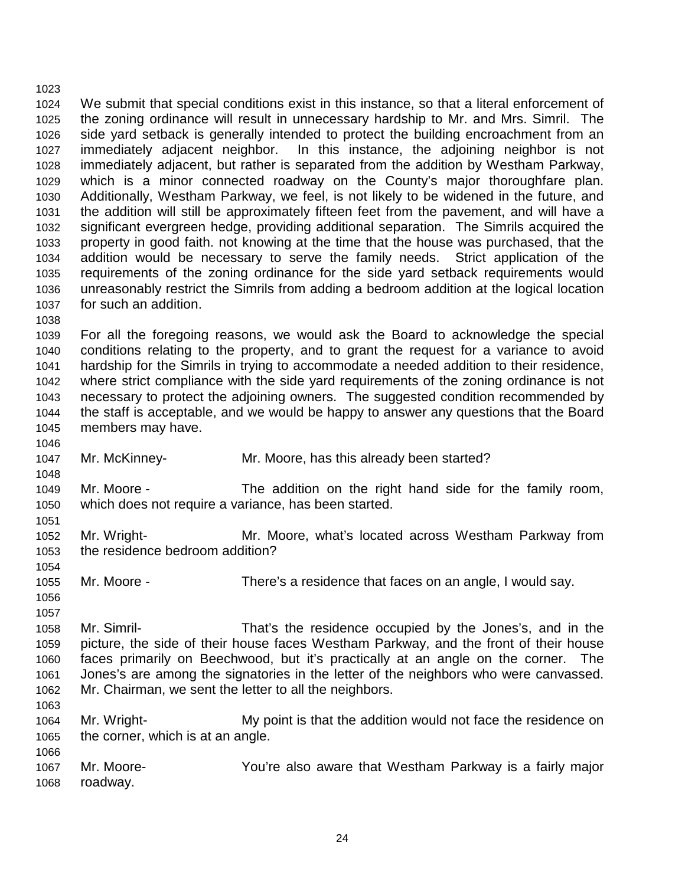We submit that special conditions exist in this instance, so that a literal enforcement of the zoning ordinance will result in unnecessary hardship to Mr. and Mrs. Simril. The side yard setback is generally intended to protect the building encroachment from an immediately adjacent neighbor. In this instance, the adjoining neighbor is not immediately adjacent, but rather is separated from the addition by Westham Parkway, which is a minor connected roadway on the County's major thoroughfare plan. Additionally, Westham Parkway, we feel, is not likely to be widened in the future, and the addition will still be approximately fifteen feet from the pavement, and will have a significant evergreen hedge, providing additional separation. The Simrils acquired the property in good faith. not knowing at the time that the house was purchased, that the addition would be necessary to serve the family needs. Strict application of the requirements of the zoning ordinance for the side yard setback requirements would unreasonably restrict the Simrils from adding a bedroom addition at the logical location for such an addition.

For all the foregoing reasons, we would ask the Board to acknowledge the special conditions relating to the property, and to grant the request for a variance to avoid hardship for the Simrils in trying to accommodate a needed addition to their residence, where strict compliance with the side yard requirements of the zoning ordinance is not necessary to protect the adjoining owners. The suggested condition recommended by the staff is acceptable, and we would be happy to answer any questions that the Board members may have.

Mr. McKinney- Mr. Moore, has this already been started?

Mr. Moore - The addition on the right hand side for the family room, which does not require a variance, has been started.

Mr. Wright- Mr. Moore, what's located across Westham Parkway from the residence bedroom addition?

Mr. Moore - There's a residence that faces on an angle, I would say.

Mr. Simril- That's the residence occupied by the Jones's, and in the picture, the side of their house faces Westham Parkway, and the front of their house faces primarily on Beechwood, but it's practically at an angle on the corner. The Jones's are among the signatories in the letter of the neighbors who were canvassed. Mr. Chairman, we sent the letter to all the neighbors.

Mr. Wright- My point is that the addition would not face the residence on the corner, which is at an angle.

Mr. Moore- You're also aware that Westham Parkway is a fairly major roadway.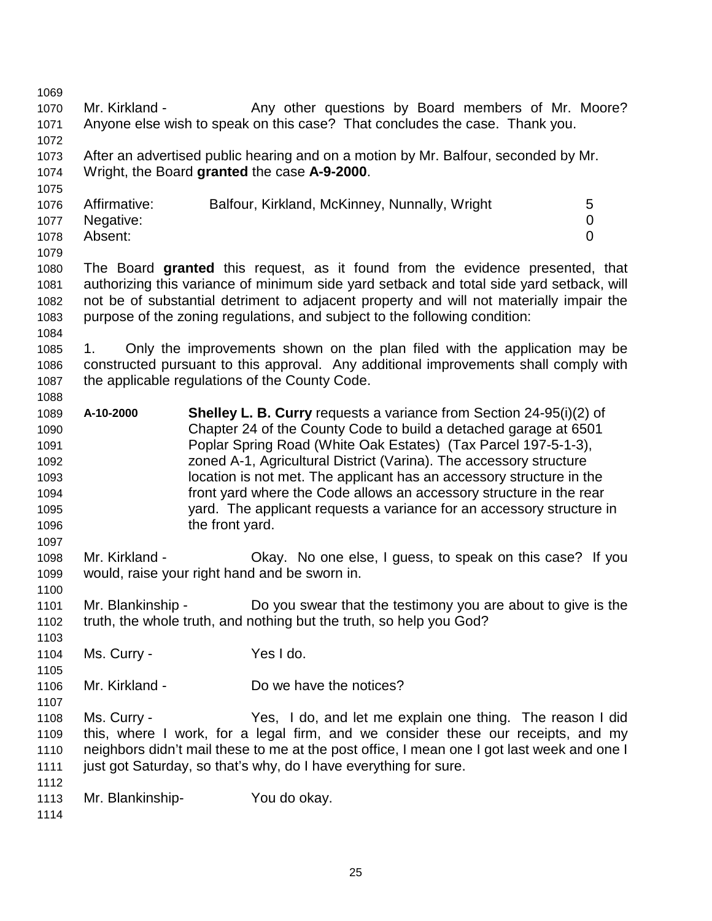Mr. Kirkland - Any other questions by Board members of Mr. Moore? Anyone else wish to speak on this case? That concludes the case. Thank you.

After an advertised public hearing and on a motion by Mr. Balfour, seconded by Mr. Wright, the Board **granted** the case **A-9-2000**.

| | | |
|---|---|---|
| Affirmative: | Balfour, Kirkland, McKinney, Nunnally, Wright | 5 |
| Negative: | | 0 |
| Absent: | | 0 |

The Board **granted** this request, as it found from the evidence presented, that authorizing this variance of minimum side yard setback and total side yard setback, will not be of substantial detriment to adjacent property and will not materially impair the purpose of the zoning regulations, and subject to the following condition:

1. Only the improvements shown on the plan filed with the application may be constructed pursuant to this approval. Any additional improvements shall comply with the applicable regulations of the County Code.

**A-10-2000** **Shelley L. B. Curry** requests a variance from Section 24-95(i)(2) of Chapter 24 of the County Code to build a detached garage at 6501 Poplar Spring Road (White Oak Estates) (Tax Parcel 197-5-1-3), zoned A-1, Agricultural District (Varina). The accessory structure location is not met. The applicant has an accessory structure in the front yard where the Code allows an accessory structure in the rear yard. The applicant requests a variance for an accessory structure in the front yard.

Mr. Kirkland - Okay. No one else, I guess, to speak on this case? If you would, raise your right hand and be sworn in.

Mr. Blankinship - Do you swear that the testimony you are about to give is the truth, the whole truth, and nothing but the truth, so help you God?

Ms. Curry - Yes I do.

Mr. Kirkland - Do we have the notices?

Ms. Curry - Yes, I do, and let me explain one thing. The reason I did this, where I work, for a legal firm, and we consider these our receipts, and my neighbors didn't mail these to me at the post office, I mean one I got last week and one I just got Saturday, so that's why, do I have everything for sure.

Mr. Blankinship- You do okay.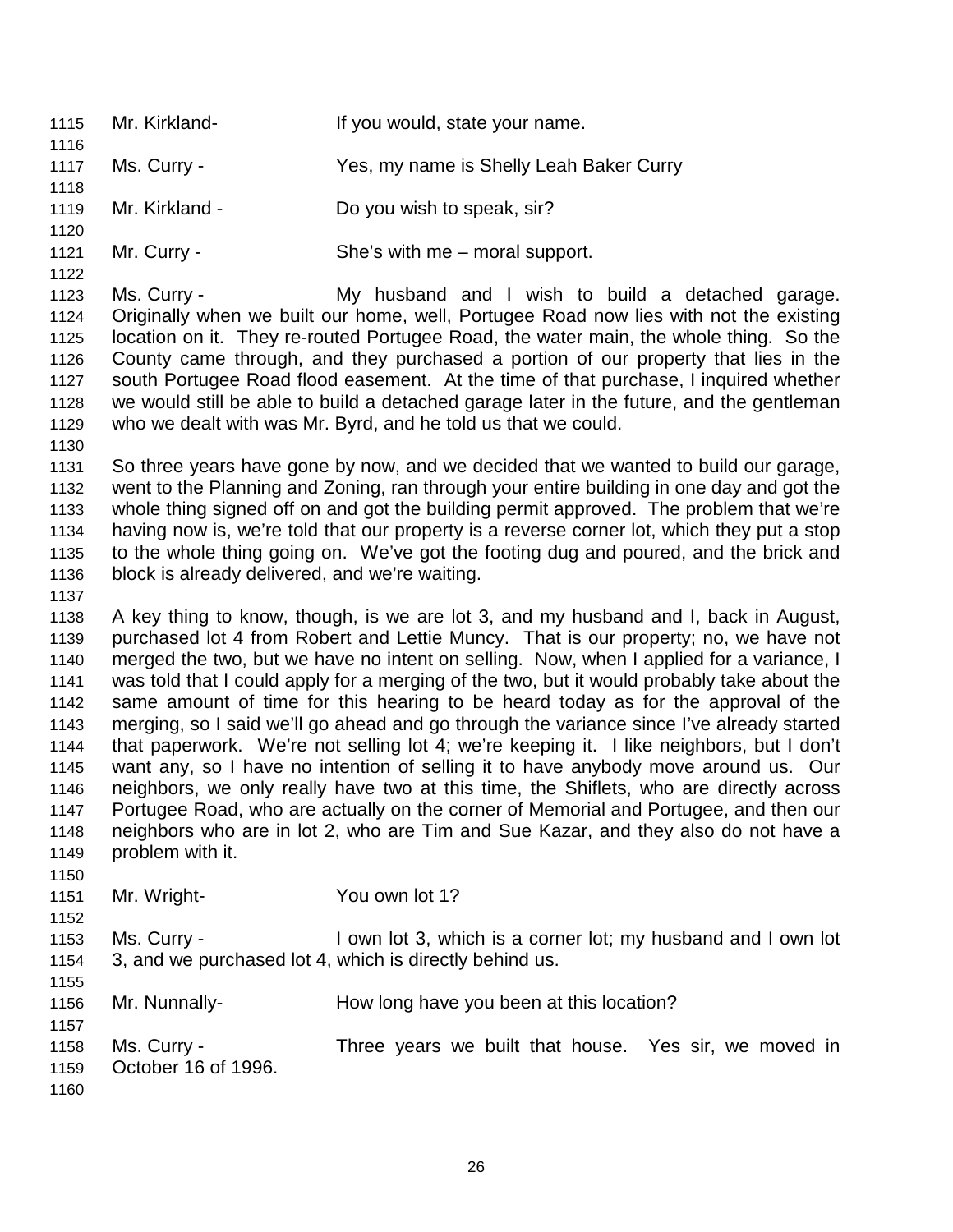1115 Mr. Kirkland- If you would, state your name.

1116

1117 Ms. Curry - Yes, my name is Shelly Leah Baker Curry

1118

1119 Mr. Kirkland - Do you wish to speak, sir?

1120

1121 Mr. Curry - She's with me – moral support.

1122

1123 Ms. Curry - My husband and I wish to build a detached garage.
1124 Originally when we built our home, well, Portugee Road now lies with not the existing
1125 location on it. They re-routed Portugee Road, the water main, the whole thing. So the
1126 County came through, and they purchased a portion of our property that lies in the
1127 south Portugee Road flood easement. At the time of that purchase, I inquired whether
1128 we would still be able to build a detached garage later in the future, and the gentleman
1129 who we dealt with was Mr. Byrd, and he told us that we could.

1130

1131 So three years have gone by now, and we decided that we wanted to build our garage,
1132 went to the Planning and Zoning, ran through your entire building in one day and got the
1133 whole thing signed off on and got the building permit approved. The problem that we're
1134 having now is, we're told that our property is a reverse corner lot, which they put a stop
1135 to the whole thing going on. We've got the footing dug and poured, and the brick and
1136 block is already delivered, and we're waiting.

1137

1138 A key thing to know, though, is we are lot 3, and my husband and I, back in August,
1139 purchased lot 4 from Robert and Lettie Muncy. That is our property; no, we have not
1140 merged the two, but we have no intent on selling. Now, when I applied for a variance, I
1141 was told that I could apply for a merging of the two, but it would probably take about the
1142 same amount of time for this hearing to be heard today as for the approval of the
1143 merging, so I said we'll go ahead and go through the variance since I've already started
1144 that paperwork. We're not selling lot 4; we're keeping it. I like neighbors, but I don't
1145 want any, so I have no intention of selling it to have anybody move around us. Our
1146 neighbors, we only really have two at this time, the Shiflets, who are directly across
1147 Portugee Road, who are actually on the corner of Memorial and Portugee, and then our
1148 neighbors who are in lot 2, who are Tim and Sue Kazar, and they also do not have a
1149 problem with it.

1150

1151 Mr. Wright- You own lot 1?

1152

1153 Ms. Curry - I own lot 3, which is a corner lot; my husband and I own lot
1154 3, and we purchased lot 4, which is directly behind us.

1155

1156 Mr. Nunnally- How long have you been at this location?

1157

1158 Ms. Curry - Three years we built that house. Yes sir, we moved in
1159 October 16 of 1996.

1160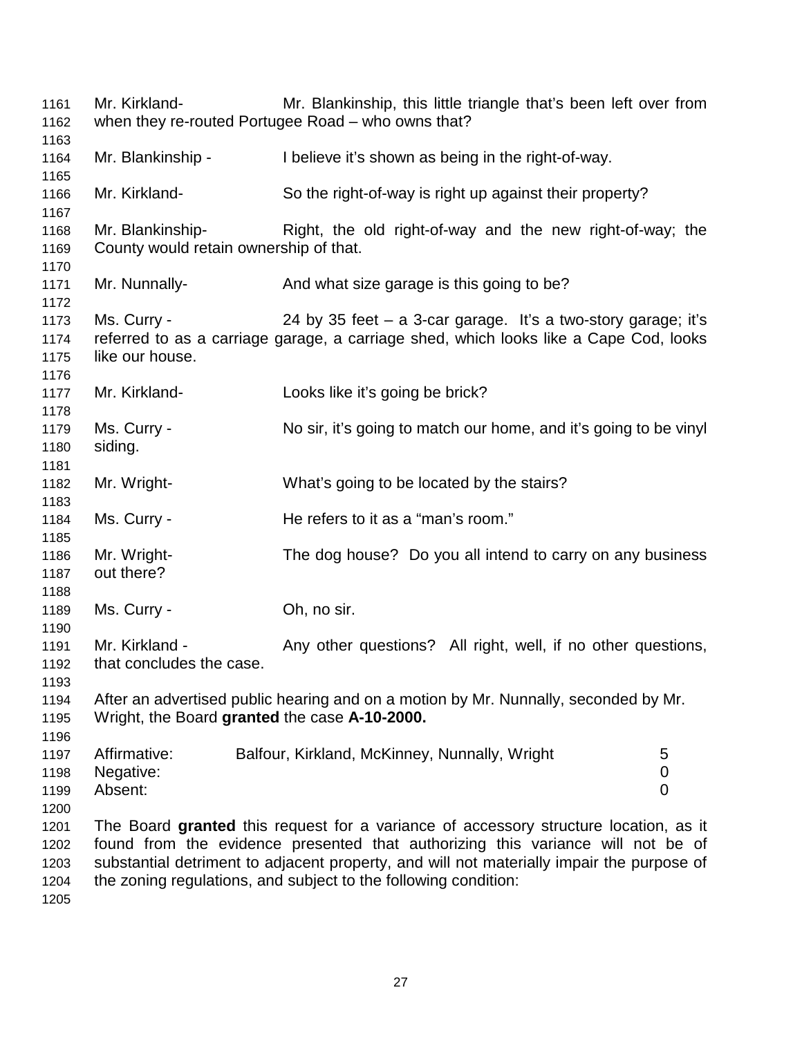Mr. Kirkland- Mr. Blankinship, this little triangle that's been left over from when they re-routed Portugee Road – who owns that?

Mr. Blankinship - I believe it's shown as being in the right-of-way.

Mr. Kirkland- So the right-of-way is right up against their property?

Mr. Blankinship- Right, the old right-of-way and the new right-of-way; the County would retain ownership of that.

Mr. Nunnally- And what size garage is this going to be?

Ms. Curry - 24 by 35 feet – a 3-car garage. It's a two-story garage; it's referred to as a carriage garage, a carriage shed, which looks like a Cape Cod, looks like our house.

Mr. Kirkland- Looks like it's going be brick?

Ms. Curry - No sir, it's going to match our home, and it's going to be vinyl siding.

Mr. Wright- What's going to be located by the stairs?

Ms. Curry - He refers to it as a "man's room."

Mr. Wright- The dog house? Do you all intend to carry on any business out there?

Ms. Curry - Oh, no sir.

Mr. Kirkland - Any other questions? All right, well, if no other questions, that concludes the case.

After an advertised public hearing and on a motion by Mr. Nunnally, seconded by Mr. Wright, the Board **granted** the case **A-10-2000.**

| | | |
|---|---|---|
| Affirmative: | Balfour, Kirkland, McKinney, Nunnally, Wright | 5 |
| Negative: | | 0 |
| Absent: | | 0 |

The Board **granted** this request for a variance of accessory structure location, as it found from the evidence presented that authorizing this variance will not be of substantial detriment to adjacent property, and will not materially impair the purpose of the zoning regulations, and subject to the following condition: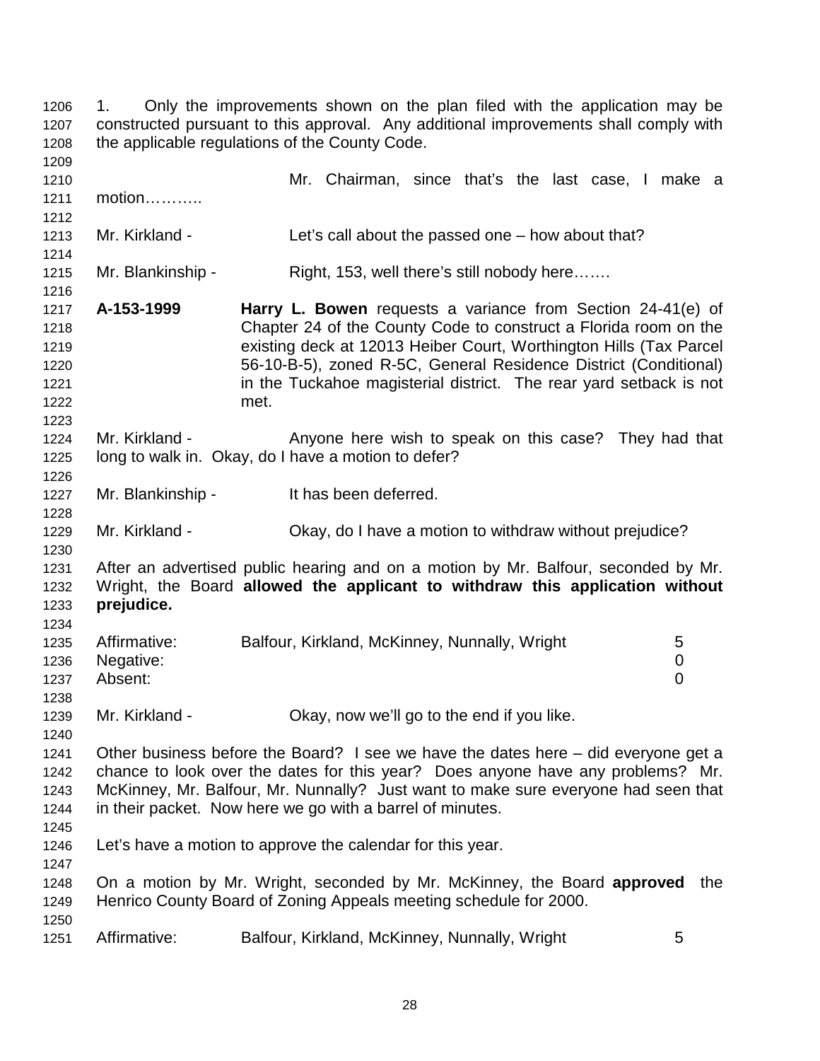1. Only the improvements shown on the plan filed with the application may be constructed pursuant to this approval. Any additional improvements shall comply with the applicable regulations of the County Code.

Mr. Chairman, since that's the last case, I make a motion………..

Mr. Kirkland - Let's call about the passed one – how about that?

Mr. Blankinship - Right, 153, well there's still nobody here…….

**A-153-1999** **Harry L. Bowen** requests a variance from Section 24-41(e) of Chapter 24 of the County Code to construct a Florida room on the existing deck at 12013 Heiber Court, Worthington Hills (Tax Parcel 56-10-B-5), zoned R-5C, General Residence District (Conditional) in the Tuckahoe magisterial district. The rear yard setback is not met.

Mr. Kirkland - Anyone here wish to speak on this case? They had that long to walk in. Okay, do I have a motion to defer?

Mr. Blankinship - It has been deferred.

Mr. Kirkland - Okay, do I have a motion to withdraw without prejudice?

After an advertised public hearing and on a motion by Mr. Balfour, seconded by Mr. Wright, the Board **allowed the applicant to withdraw this application without prejudice.**

| | | |
|---|---|---|
| Affirmative: | Balfour, Kirkland, McKinney, Nunnally, Wright | 5 |
| Negative: | | 0 |
| Absent: | | 0 |

Mr. Kirkland - Okay, now we'll go to the end if you like.

Other business before the Board? I see we have the dates here – did everyone get a chance to look over the dates for this year? Does anyone have any problems? Mr. McKinney, Mr. Balfour, Mr. Nunnally? Just want to make sure everyone had seen that in their packet. Now here we go with a barrel of minutes.

Let's have a motion to approve the calendar for this year.

On a motion by Mr. Wright, seconded by Mr. McKinney, the Board **approved** the Henrico County Board of Zoning Appeals meeting schedule for 2000.

| | | |
|---|---|---|
| Affirmative: | Balfour, Kirkland, McKinney, Nunnally, Wright | 5 |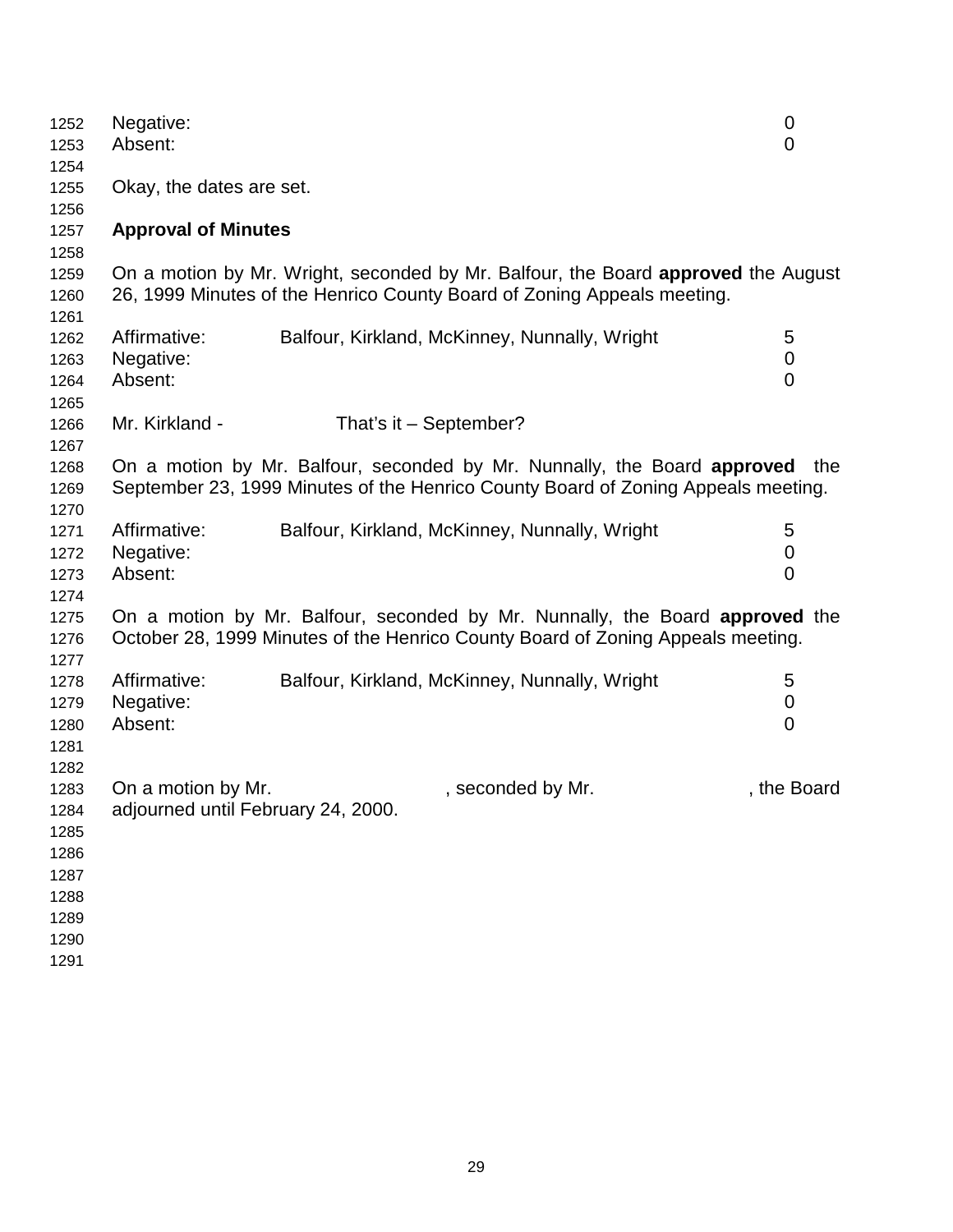| | | |
|---|---|---|
| Negative: | | 0 |
| Absent: | | 0 |

Okay, the dates are set.

**Approval of Minutes**

On a motion by Mr. Wright, seconded by Mr. Balfour, the Board **approved** the August 26, 1999 Minutes of the Henrico County Board of Zoning Appeals meeting.

| | | |
|---|---|---|
| Affirmative: | Balfour, Kirkland, McKinney, Nunnally, Wright | 5 |
| Negative: | | 0 |
| Absent: | | 0 |

Mr. Kirkland - That's it – September?

On a motion by Mr. Balfour, seconded by Mr. Nunnally, the Board **approved** the September 23, 1999 Minutes of the Henrico County Board of Zoning Appeals meeting.

| | | |
|---|---|---|
| Affirmative: | Balfour, Kirkland, McKinney, Nunnally, Wright | 5 |
| Negative: | | 0 |
| Absent: | | 0 |

On a motion by Mr. Balfour, seconded by Mr. Nunnally, the Board **approved** the October 28, 1999 Minutes of the Henrico County Board of Zoning Appeals meeting.

| | | |
|---|---|---|
| Affirmative: | Balfour, Kirkland, McKinney, Nunnally, Wright | 5 |
| Negative: | | 0 |
| Absent: | | 0 |

On a motion by Mr. , seconded by Mr. , the Board adjourned until February 24, 2000.